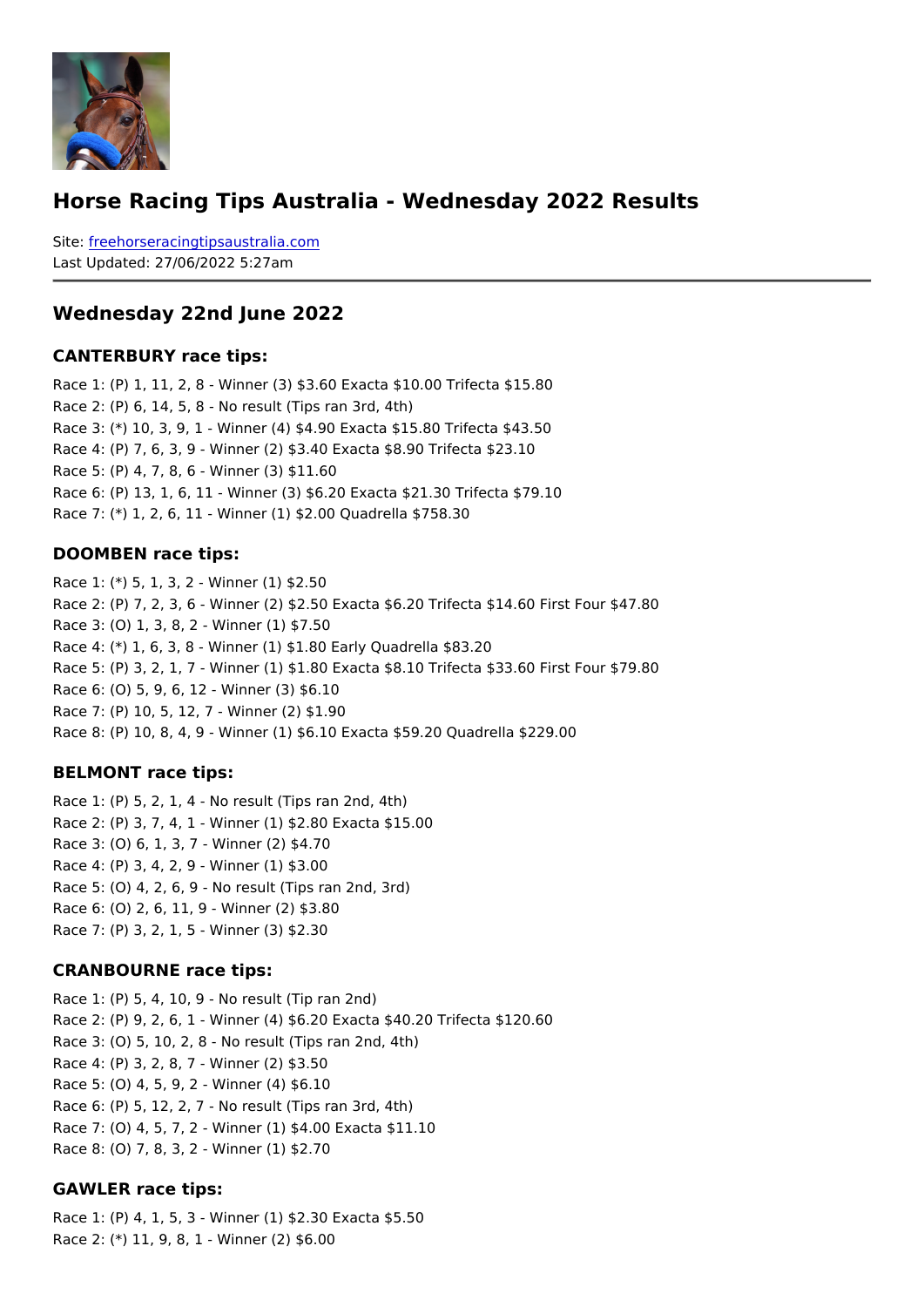# Horse Racing Tips Australia - Wednesday 2022 Results

Site: freehorseracingtipsaustralia.com
Last Updated: 27/06/2022 5:27am

## Wednesday 22nd June 2022

### CANTERBURY race tips:

Race 1: (P) 1, 11, 2, 8 - Winner (3) $3.60 Exacta $10.00 Trifecta $15.80
Race 2: (P) 6, 14, 5, 8 - No result (Tips ran 3rd, 4th)
Race 3: (*) 10, 3, 9, 1 - Winner (4) $4.90 Exacta $15.80 Trifecta $43.50
Race 4: (P) 7, 6, 3, 9 - Winner (2) $3.40 Exacta $8.90 Trifecta $23.10
Race 5: (P) 4, 7, 8, 6 - Winner (3) $11.60
Race 6: (P) 13, 1, 6, 11 - Winner (3) $6.20 Exacta $21.30 Trifecta $79.10
Race 7: (*) 1, 2, 6, 11 - Winner (1) $2.00 Quadrella $758.30

### DOOMBEN race tips:

Race 1: (*) 5, 1, 3, 2 - Winner (1) $2.50
Race 2: (P) 7, 2, 3, 6 - Winner (2) $2.50 Exacta $6.20 Trifecta $14.60 First Four $47.80
Race 3: (O) 1, 3, 8, 2 - Winner (1) $7.50
Race 4: (*) 1, 6, 3, 8 - Winner (1) $1.80 Early Quadrella $83.20
Race 5: (P) 3, 2, 1, 7 - Winner (1) $1.80 Exacta $8.10 Trifecta $33.60 First Four $79.80
Race 6: (O) 5, 9, 6, 12 - Winner (3) $6.10
Race 7: (P) 10, 5, 12, 7 - Winner (2) $1.90
Race 8: (P) 10, 8, 4, 9 - Winner (1) $6.10 Exacta $59.20 Quadrella $229.00

### BELMONT race tips:

Race 1: (P) 5, 2, 1, 4 - No result (Tips ran 2nd, 4th)
Race 2: (P) 3, 7, 4, 1 - Winner (1) $2.80 Exacta $15.00
Race 3: (O) 6, 1, 3, 7 - Winner (2) $4.70
Race 4: (P) 3, 4, 2, 9 - Winner (1) $3.00
Race 5: (O) 4, 2, 6, 9 - No result (Tips ran 2nd, 3rd)
Race 6: (O) 2, 6, 11, 9 - Winner (2) $3.80
Race 7: (P) 3, 2, 1, 5 - Winner (3) $2.30

### CRANBOURNE race tips:

Race 1: (P) 5, 4, 10, 9 - No result (Tip ran 2nd)
Race 2: (P) 9, 2, 6, 1 - Winner (4) $6.20 Exacta $40.20 Trifecta $120.60
Race 3: (O) 5, 10, 2, 8 - No result (Tips ran 2nd, 4th)
Race 4: (P) 3, 2, 8, 7 - Winner (2) $3.50
Race 5: (O) 4, 5, 9, 2 - Winner (4) $6.10
Race 6: (P) 5, 12, 2, 7 - No result (Tips ran 3rd, 4th)
Race 7: (O) 4, 5, 7, 2 - Winner (1) $4.00 Exacta $11.10
Race 8: (O) 7, 8, 3, 2 - Winner (1) $2.70

### GAWLER race tips:

Race 1: (P) 4, 1, 5, 3 - Winner (1) $2.30 Exacta $5.50
Race 2: (*) 11, 9, 8, 1 - Winner (2) $6.00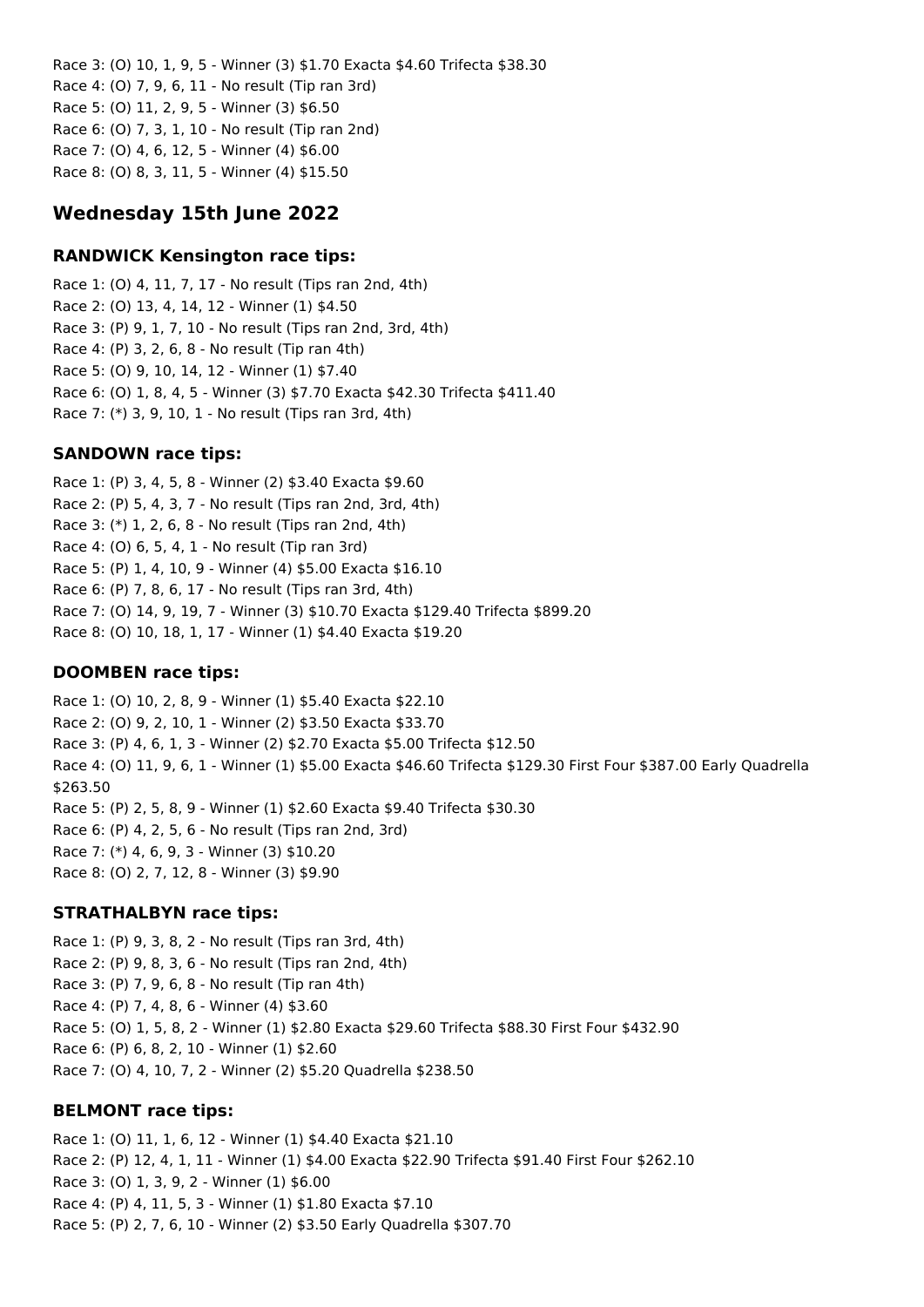Race 3: (O) 10, 1, 9, 5 - Winner (3) $1.70 Exacta $4.60 Trifecta $38.30
Race 4: (O) 7, 9, 6, 11 - No result (Tip ran 3rd)
Race 5: (O) 11, 2, 9, 5 - Winner (3) $6.50
Race 6: (O) 7, 3, 1, 10 - No result (Tip ran 2nd)
Race 7: (O) 4, 6, 12, 5 - Winner (4) $6.00
Race 8: (O) 8, 3, 11, 5 - Winner (4) $15.50

## Wednesday 15th June 2022

### RANDWICK Kensington race tips:

Race 1: (O) 4, 11, 7, 17 - No result (Tips ran 2nd, 4th)
Race 2: (O) 13, 4, 14, 12 - Winner (1) $4.50
Race 3: (P) 9, 1, 7, 10 - No result (Tips ran 2nd, 3rd, 4th)
Race 4: (P) 3, 2, 6, 8 - No result (Tip ran 4th)
Race 5: (O) 9, 10, 14, 12 - Winner (1) $7.40
Race 6: (O) 1, 8, 4, 5 - Winner (3) $7.70 Exacta $42.30 Trifecta $411.40
Race 7: (*) 3, 9, 10, 1 - No result (Tips ran 3rd, 4th)

### SANDOWN race tips:

Race 1: (P) 3, 4, 5, 8 - Winner (2) $3.40 Exacta $9.60
Race 2: (P) 5, 4, 3, 7 - No result (Tips ran 2nd, 3rd, 4th)
Race 3: (*) 1, 2, 6, 8 - No result (Tips ran 2nd, 4th)
Race 4: (O) 6, 5, 4, 1 - No result (Tip ran 3rd)
Race 5: (P) 1, 4, 10, 9 - Winner (4) $5.00 Exacta $16.10
Race 6: (P) 7, 8, 6, 17 - No result (Tips ran 3rd, 4th)
Race 7: (O) 14, 9, 19, 7 - Winner (3) $10.70 Exacta $129.40 Trifecta $899.20
Race 8: (O) 10, 18, 1, 17 - Winner (1) $4.40 Exacta $19.20

### DOOMBEN race tips:

Race 1: (O) 10, 2, 8, 9 - Winner (1) $5.40 Exacta $22.10
Race 2: (O) 9, 2, 10, 1 - Winner (2) $3.50 Exacta $33.70
Race 3: (P) 4, 6, 1, 3 - Winner (2) $2.70 Exacta $5.00 Trifecta $12.50
Race 4: (O) 11, 9, 6, 1 - Winner (1) $5.00 Exacta $46.60 Trifecta $129.30 First Four $387.00 Early Quadrella $263.50
Race 5: (P) 2, 5, 8, 9 - Winner (1) $2.60 Exacta $9.40 Trifecta $30.30
Race 6: (P) 4, 2, 5, 6 - No result (Tips ran 2nd, 3rd)
Race 7: (*) 4, 6, 9, 3 - Winner (3) $10.20
Race 8: (O) 2, 7, 12, 8 - Winner (3) $9.90

### STRATHALBYN race tips:

Race 1: (P) 9, 3, 8, 2 - No result (Tips ran 3rd, 4th)
Race 2: (P) 9, 8, 3, 6 - No result (Tips ran 2nd, 4th)
Race 3: (P) 7, 9, 6, 8 - No result (Tip ran 4th)
Race 4: (P) 7, 4, 8, 6 - Winner (4) $3.60
Race 5: (O) 1, 5, 8, 2 - Winner (1) $2.80 Exacta $29.60 Trifecta $88.30 First Four $432.90
Race 6: (P) 6, 8, 2, 10 - Winner (1) $2.60
Race 7: (O) 4, 10, 7, 2 - Winner (2) $5.20 Quadrella $238.50

### BELMONT race tips:

Race 1: (O) 11, 1, 6, 12 - Winner (1) $4.40 Exacta $21.10
Race 2: (P) 12, 4, 1, 11 - Winner (1) $4.00 Exacta $22.90 Trifecta $91.40 First Four $262.10
Race 3: (O) 1, 3, 9, 2 - Winner (1) $6.00
Race 4: (P) 4, 11, 5, 3 - Winner (1) $1.80 Exacta $7.10
Race 5: (P) 2, 7, 6, 10 - Winner (2) $3.50 Early Quadrella $307.70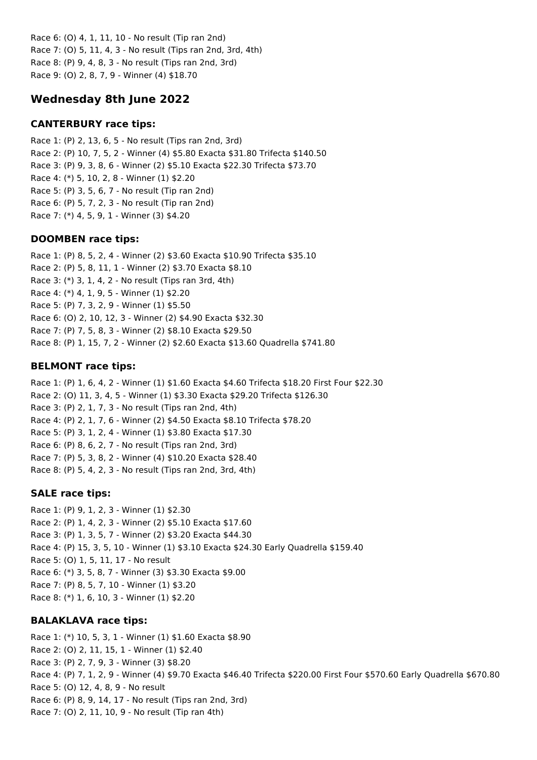Race 6: (O) 4, 1, 11, 10 - No result (Tip ran 2nd)
Race 7: (O) 5, 11, 4, 3 - No result (Tips ran 2nd, 3rd, 4th)
Race 8: (P) 9, 4, 8, 3 - No result (Tips ran 2nd, 3rd)
Race 9: (O) 2, 8, 7, 9 - Winner (4) $18.70

## Wednesday 8th June 2022

### CANTERBURY race tips:

Race 1: (P) 2, 13, 6, 5 - No result (Tips ran 2nd, 3rd)
Race 2: (P) 10, 7, 5, 2 - Winner (4) $5.80 Exacta $31.80 Trifecta $140.50
Race 3: (P) 9, 3, 8, 6 - Winner (2) $5.10 Exacta $22.30 Trifecta $73.70
Race 4: (*) 5, 10, 2, 8 - Winner (1) $2.20
Race 5: (P) 3, 5, 6, 7 - No result (Tip ran 2nd)
Race 6: (P) 5, 7, 2, 3 - No result (Tip ran 2nd)
Race 7: (*) 4, 5, 9, 1 - Winner (3) $4.20

### DOOMBEN race tips:

Race 1: (P) 8, 5, 2, 4 - Winner (2) $3.60 Exacta $10.90 Trifecta $35.10
Race 2: (P) 5, 8, 11, 1 - Winner (2) $3.70 Exacta $8.10
Race 3: (*) 3, 1, 4, 2 - No result (Tips ran 3rd, 4th)
Race 4: (*) 4, 1, 9, 5 - Winner (1) $2.20
Race 5: (P) 7, 3, 2, 9 - Winner (1) $5.50
Race 6: (O) 2, 10, 12, 3 - Winner (2) $4.90 Exacta $32.30
Race 7: (P) 7, 5, 8, 3 - Winner (2) $8.10 Exacta $29.50
Race 8: (P) 1, 15, 7, 2 - Winner (2) $2.60 Exacta $13.60 Quadrella $741.80

### BELMONT race tips:

Race 1: (P) 1, 6, 4, 2 - Winner (1) $1.60 Exacta $4.60 Trifecta $18.20 First Four $22.30
Race 2: (O) 11, 3, 4, 5 - Winner (1) $3.30 Exacta $29.20 Trifecta $126.30
Race 3: (P) 2, 1, 7, 3 - No result (Tips ran 2nd, 4th)
Race 4: (P) 2, 1, 7, 6 - Winner (2) $4.50 Exacta $8.10 Trifecta $78.20
Race 5: (P) 3, 1, 2, 4 - Winner (1) $3.80 Exacta $17.30
Race 6: (P) 8, 6, 2, 7 - No result (Tips ran 2nd, 3rd)
Race 7: (P) 5, 3, 8, 2 - Winner (4) $10.20 Exacta $28.40
Race 8: (P) 5, 4, 2, 3 - No result (Tips ran 2nd, 3rd, 4th)

### SALE race tips:

Race 1: (P) 9, 1, 2, 3 - Winner (1) $2.30
Race 2: (P) 1, 4, 2, 3 - Winner (2) $5.10 Exacta $17.60
Race 3: (P) 1, 3, 5, 7 - Winner (2) $3.20 Exacta $44.30
Race 4: (P) 15, 3, 5, 10 - Winner (1) $3.10 Exacta $24.30 Early Quadrella $159.40
Race 5: (O) 1, 5, 11, 17 - No result
Race 6: (*) 3, 5, 8, 7 - Winner (3) $3.30 Exacta $9.00
Race 7: (P) 8, 5, 7, 10 - Winner (1) $3.20
Race 8: (*) 1, 6, 10, 3 - Winner (1) $2.20

### BALAKLAVA race tips:

Race 1: (*) 10, 5, 3, 1 - Winner (1) $1.60 Exacta $8.90
Race 2: (O) 2, 11, 15, 1 - Winner (1) $2.40
Race 3: (P) 2, 7, 9, 3 - Winner (3) $8.20
Race 4: (P) 7, 1, 2, 9 - Winner (4) $9.70 Exacta $46.40 Trifecta $220.00 First Four $570.60 Early Quadrella $670.80
Race 5: (O) 12, 4, 8, 9 - No result
Race 6: (P) 8, 9, 14, 17 - No result (Tips ran 2nd, 3rd)
Race 7: (O) 2, 11, 10, 9 - No result (Tip ran 4th)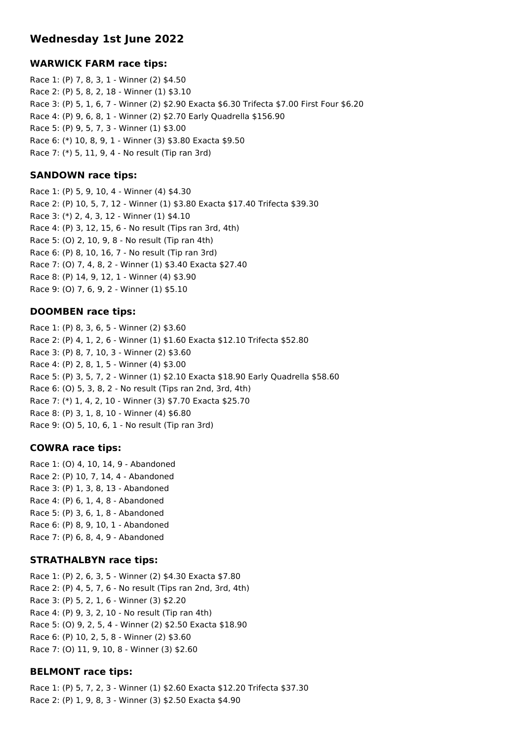## Wednesday 1st June 2022

### WARWICK FARM race tips:

Race 1: (P) 7, 8, 3, 1 - Winner (2) $4.50
Race 2: (P) 5, 8, 2, 18 - Winner (1) $3.10
Race 3: (P) 5, 1, 6, 7 - Winner (2) $2.90 Exacta $6.30 Trifecta $7.00 First Four $6.20
Race 4: (P) 9, 6, 8, 1 - Winner (2) $2.70 Early Quadrella $156.90
Race 5: (P) 9, 5, 7, 3 - Winner (1) $3.00
Race 6: (*) 10, 8, 9, 1 - Winner (3) $3.80 Exacta $9.50
Race 7: (*) 5, 11, 9, 4 - No result (Tip ran 3rd)

### SANDOWN race tips:

Race 1: (P) 5, 9, 10, 4 - Winner (4) $4.30
Race 2: (P) 10, 5, 7, 12 - Winner (1) $3.80 Exacta $17.40 Trifecta $39.30
Race 3: (*) 2, 4, 3, 12 - Winner (1) $4.10
Race 4: (P) 3, 12, 15, 6 - No result (Tips ran 3rd, 4th)
Race 5: (O) 2, 10, 9, 8 - No result (Tip ran 4th)
Race 6: (P) 8, 10, 16, 7 - No result (Tip ran 3rd)
Race 7: (O) 7, 4, 8, 2 - Winner (1) $3.40 Exacta $27.40
Race 8: (P) 14, 9, 12, 1 - Winner (4) $3.90
Race 9: (O) 7, 6, 9, 2 - Winner (1) $5.10

### DOOMBEN race tips:

Race 1: (P) 8, 3, 6, 5 - Winner (2) $3.60
Race 2: (P) 4, 1, 2, 6 - Winner (1) $1.60 Exacta $12.10 Trifecta $52.80
Race 3: (P) 8, 7, 10, 3 - Winner (2) $3.60
Race 4: (P) 2, 8, 1, 5 - Winner (4) $3.00
Race 5: (P) 3, 5, 7, 2 - Winner (1) $2.10 Exacta $18.90 Early Quadrella $58.60
Race 6: (O) 5, 3, 8, 2 - No result (Tips ran 2nd, 3rd, 4th)
Race 7: (*) 1, 4, 2, 10 - Winner (3) $7.70 Exacta $25.70
Race 8: (P) 3, 1, 8, 10 - Winner (4) $6.80
Race 9: (O) 5, 10, 6, 1 - No result (Tip ran 3rd)

### COWRA race tips:

Race 1: (O) 4, 10, 14, 9 - Abandoned
Race 2: (P) 10, 7, 14, 4 - Abandoned
Race 3: (P) 1, 3, 8, 13 - Abandoned
Race 4: (P) 6, 1, 4, 8 - Abandoned
Race 5: (P) 3, 6, 1, 8 - Abandoned
Race 6: (P) 8, 9, 10, 1 - Abandoned
Race 7: (P) 6, 8, 4, 9 - Abandoned

### STRATHALBYN race tips:

Race 1: (P) 2, 6, 3, 5 - Winner (2) $4.30 Exacta $7.80
Race 2: (P) 4, 5, 7, 6 - No result (Tips ran 2nd, 3rd, 4th)
Race 3: (P) 5, 2, 1, 6 - Winner (3) $2.20
Race 4: (P) 9, 3, 2, 10 - No result (Tip ran 4th)
Race 5: (O) 9, 2, 5, 4 - Winner (2) $2.50 Exacta $18.90
Race 6: (P) 10, 2, 5, 8 - Winner (2) $3.60
Race 7: (O) 11, 9, 10, 8 - Winner (3) $2.60

### BELMONT race tips:

Race 1: (P) 5, 7, 2, 3 - Winner (1) $2.60 Exacta $12.20 Trifecta $37.30
Race 2: (P) 1, 9, 8, 3 - Winner (3) $2.50 Exacta $4.90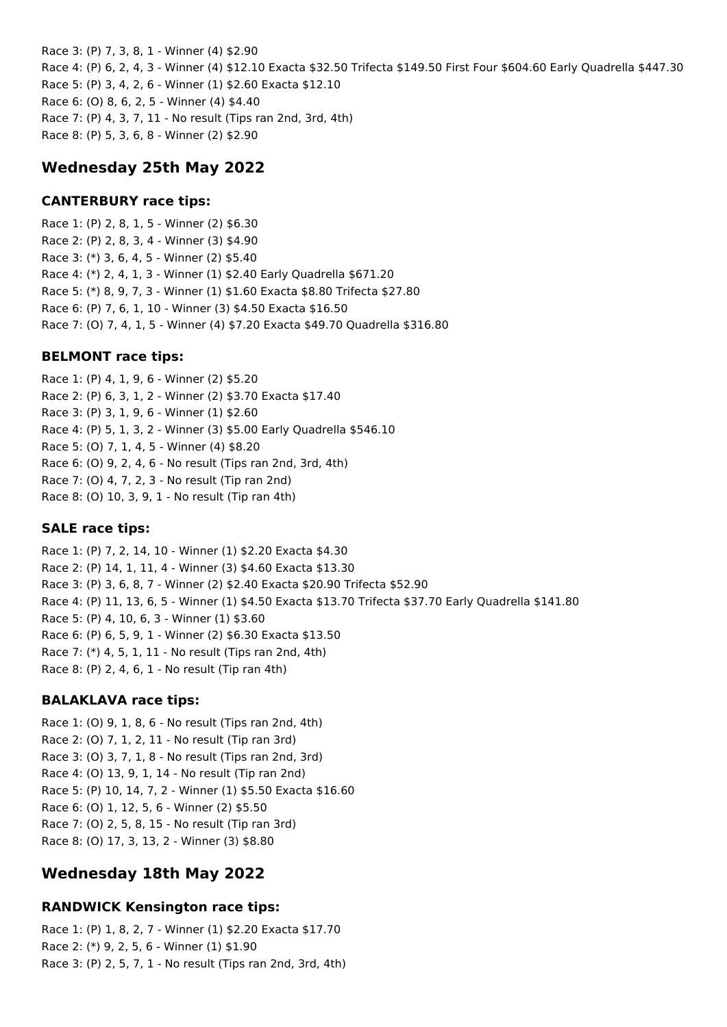Race 3: (P) 7, 3, 8, 1 - Winner (4) $2.90
Race 4: (P) 6, 2, 4, 3 - Winner (4) $12.10 Exacta $32.50 Trifecta $149.50 First Four $604.60 Early Quadrella $447.30
Race 5: (P) 3, 4, 2, 6 - Winner (1) $2.60 Exacta $12.10
Race 6: (O) 8, 6, 2, 5 - Winner (4) $4.40
Race 7: (P) 4, 3, 7, 11 - No result (Tips ran 2nd, 3rd, 4th)
Race 8: (P) 5, 3, 6, 8 - Winner (2) $2.90

## Wednesday 25th May 2022

### CANTERBURY race tips:

Race 1: (P) 2, 8, 1, 5 - Winner (2) $6.30
Race 2: (P) 2, 8, 3, 4 - Winner (3) $4.90
Race 3: (*) 3, 6, 4, 5 - Winner (2) $5.40
Race 4: (*) 2, 4, 1, 3 - Winner (1) $2.40 Early Quadrella $671.20
Race 5: (*) 8, 9, 7, 3 - Winner (1) $1.60 Exacta $8.80 Trifecta $27.80
Race 6: (P) 7, 6, 1, 10 - Winner (3) $4.50 Exacta $16.50
Race 7: (O) 7, 4, 1, 5 - Winner (4) $7.20 Exacta $49.70 Quadrella $316.80

### BELMONT race tips:

Race 1: (P) 4, 1, 9, 6 - Winner (2) $5.20
Race 2: (P) 6, 3, 1, 2 - Winner (2) $3.70 Exacta $17.40
Race 3: (P) 3, 1, 9, 6 - Winner (1) $2.60
Race 4: (P) 5, 1, 3, 2 - Winner (3) $5.00 Early Quadrella $546.10
Race 5: (O) 7, 1, 4, 5 - Winner (4) $8.20
Race 6: (O) 9, 2, 4, 6 - No result (Tips ran 2nd, 3rd, 4th)
Race 7: (O) 4, 7, 2, 3 - No result (Tip ran 2nd)
Race 8: (O) 10, 3, 9, 1 - No result (Tip ran 4th)

### SALE race tips:

Race 1: (P) 7, 2, 14, 10 - Winner (1) $2.20 Exacta $4.30
Race 2: (P) 14, 1, 11, 4 - Winner (3) $4.60 Exacta $13.30
Race 3: (P) 3, 6, 8, 7 - Winner (2) $2.40 Exacta $20.90 Trifecta $52.90
Race 4: (P) 11, 13, 6, 5 - Winner (1) $4.50 Exacta $13.70 Trifecta $37.70 Early Quadrella $141.80
Race 5: (P) 4, 10, 6, 3 - Winner (1) $3.60
Race 6: (P) 6, 5, 9, 1 - Winner (2) $6.30 Exacta $13.50
Race 7: (*) 4, 5, 1, 11 - No result (Tips ran 2nd, 4th)
Race 8: (P) 2, 4, 6, 1 - No result (Tip ran 4th)

### BALAKLAVA race tips:

Race 1: (O) 9, 1, 8, 6 - No result (Tips ran 2nd, 4th)
Race 2: (O) 7, 1, 2, 11 - No result (Tip ran 3rd)
Race 3: (O) 3, 7, 1, 8 - No result (Tips ran 2nd, 3rd)
Race 4: (O) 13, 9, 1, 14 - No result (Tip ran 2nd)
Race 5: (P) 10, 14, 7, 2 - Winner (1) $5.50 Exacta $16.60
Race 6: (O) 1, 12, 5, 6 - Winner (2) $5.50
Race 7: (O) 2, 5, 8, 15 - No result (Tip ran 3rd)
Race 8: (O) 17, 3, 13, 2 - Winner (3) $8.80

## Wednesday 18th May 2022

### RANDWICK Kensington race tips:

Race 1: (P) 1, 8, 2, 7 - Winner (1) $2.20 Exacta $17.70
Race 2: (*) 9, 2, 5, 6 - Winner (1) $1.90
Race 3: (P) 2, 5, 7, 1 - No result (Tips ran 2nd, 3rd, 4th)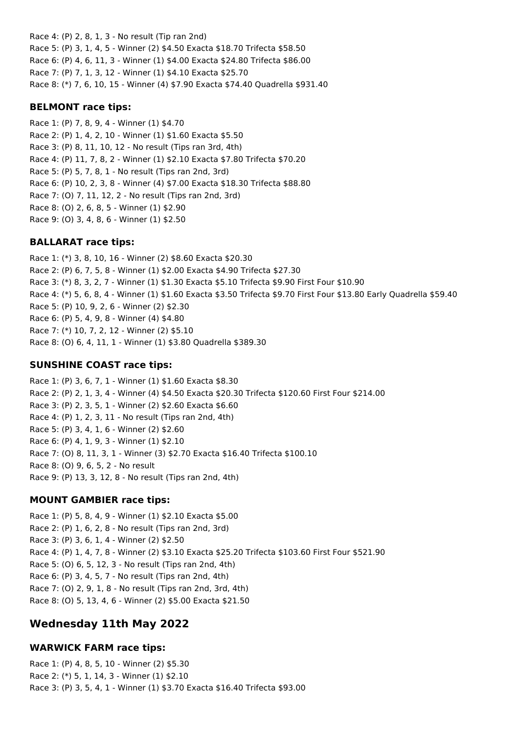Race 4: (P) 2, 8, 1, 3 - No result (Tip ran 2nd)
Race 5: (P) 3, 1, 4, 5 - Winner (2) $4.50 Exacta $18.70 Trifecta $58.50
Race 6: (P) 4, 6, 11, 3 - Winner (1) $4.00 Exacta $24.80 Trifecta $86.00
Race 7: (P) 7, 1, 3, 12 - Winner (1) $4.10 Exacta $25.70
Race 8: (*) 7, 6, 10, 15 - Winner (4) $7.90 Exacta $74.40 Quadrella $931.40

### BELMONT race tips:

Race 1: (P) 7, 8, 9, 4 - Winner (1) $4.70
Race 2: (P) 1, 4, 2, 10 - Winner (1) $1.60 Exacta $5.50
Race 3: (P) 8, 11, 10, 12 - No result (Tips ran 3rd, 4th)
Race 4: (P) 11, 7, 8, 2 - Winner (1) $2.10 Exacta $7.80 Trifecta $70.20
Race 5: (P) 5, 7, 8, 1 - No result (Tips ran 2nd, 3rd)
Race 6: (P) 10, 2, 3, 8 - Winner (4) $7.00 Exacta $18.30 Trifecta $88.80
Race 7: (O) 7, 11, 12, 2 - No result (Tips ran 2nd, 3rd)
Race 8: (O) 2, 6, 8, 5 - Winner (1) $2.90
Race 9: (O) 3, 4, 8, 6 - Winner (1) $2.50

### BALLARAT race tips:

Race 1: (*) 3, 8, 10, 16 - Winner (2) $8.60 Exacta $20.30
Race 2: (P) 6, 7, 5, 8 - Winner (1) $2.00 Exacta $4.90 Trifecta $27.30
Race 3: (*) 8, 3, 2, 7 - Winner (1) $1.30 Exacta $5.10 Trifecta $9.90 First Four $10.90
Race 4: (*) 5, 6, 8, 4 - Winner (1) $1.60 Exacta $3.50 Trifecta $9.70 First Four $13.80 Early Quadrella $59.40
Race 5: (P) 10, 9, 2, 6 - Winner (2) $2.30
Race 6: (P) 5, 4, 9, 8 - Winner (4) $4.80
Race 7: (*) 10, 7, 2, 12 - Winner (2) $5.10
Race 8: (O) 6, 4, 11, 1 - Winner (1) $3.80 Quadrella $389.30

### SUNSHINE COAST race tips:

Race 1: (P) 3, 6, 7, 1 - Winner (1) $1.60 Exacta $8.30
Race 2: (P) 2, 1, 3, 4 - Winner (4) $4.50 Exacta $20.30 Trifecta $120.60 First Four $214.00
Race 3: (P) 2, 3, 5, 1 - Winner (2) $2.60 Exacta $6.60
Race 4: (P) 1, 2, 3, 11 - No result (Tips ran 2nd, 4th)
Race 5: (P) 3, 4, 1, 6 - Winner (2) $2.60
Race 6: (P) 4, 1, 9, 3 - Winner (1) $2.10
Race 7: (O) 8, 11, 3, 1 - Winner (3) $2.70 Exacta $16.40 Trifecta $100.10
Race 8: (O) 9, 6, 5, 2 - No result
Race 9: (P) 13, 3, 12, 8 - No result (Tips ran 2nd, 4th)

### MOUNT GAMBIER race tips:

Race 1: (P) 5, 8, 4, 9 - Winner (1) $2.10 Exacta $5.00
Race 2: (P) 1, 6, 2, 8 - No result (Tips ran 2nd, 3rd)
Race 3: (P) 3, 6, 1, 4 - Winner (2) $2.50
Race 4: (P) 1, 4, 7, 8 - Winner (2) $3.10 Exacta $25.20 Trifecta $103.60 First Four $521.90
Race 5: (O) 6, 5, 12, 3 - No result (Tips ran 2nd, 4th)
Race 6: (P) 3, 4, 5, 7 - No result (Tips ran 2nd, 4th)
Race 7: (O) 2, 9, 1, 8 - No result (Tips ran 2nd, 3rd, 4th)
Race 8: (O) 5, 13, 4, 6 - Winner (2) $5.00 Exacta $21.50

## Wednesday 11th May 2022

### WARWICK FARM race tips:

Race 1: (P) 4, 8, 5, 10 - Winner (2) $5.30
Race 2: (*) 5, 1, 14, 3 - Winner (1) $2.10
Race 3: (P) 3, 5, 4, 1 - Winner (1) $3.70 Exacta $16.40 Trifecta $93.00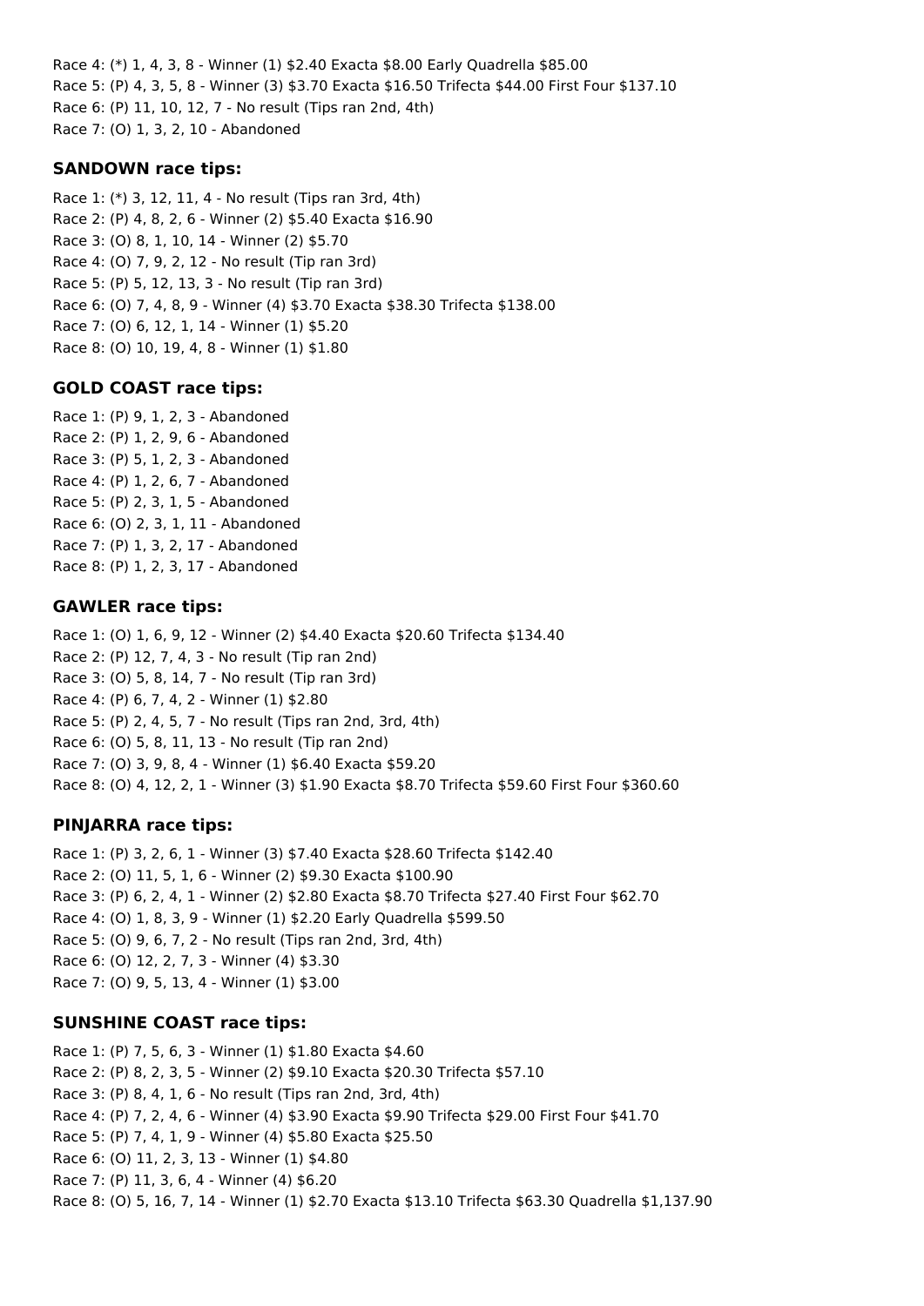Race 4: (*) 1, 4, 3, 8 - Winner (1) $2.40 Exacta $8.00 Early Quadrella $85.00
Race 5: (P) 4, 3, 5, 8 - Winner (3) $3.70 Exacta $16.50 Trifecta $44.00 First Four $137.10
Race 6: (P) 11, 10, 12, 7 - No result (Tips ran 2nd, 4th)
Race 7: (O) 1, 3, 2, 10 - Abandoned

### SANDOWN race tips:

Race 1: (*) 3, 12, 11, 4 - No result (Tips ran 3rd, 4th)
Race 2: (P) 4, 8, 2, 6 - Winner (2) $5.40 Exacta $16.90
Race 3: (O) 8, 1, 10, 14 - Winner (2) $5.70
Race 4: (O) 7, 9, 2, 12 - No result (Tip ran 3rd)
Race 5: (P) 5, 12, 13, 3 - No result (Tip ran 3rd)
Race 6: (O) 7, 4, 8, 9 - Winner (4) $3.70 Exacta $38.30 Trifecta $138.00
Race 7: (O) 6, 12, 1, 14 - Winner (1) $5.20
Race 8: (O) 10, 19, 4, 8 - Winner (1) $1.80

### GOLD COAST race tips:

Race 1: (P) 9, 1, 2, 3 - Abandoned
Race 2: (P) 1, 2, 9, 6 - Abandoned
Race 3: (P) 5, 1, 2, 3 - Abandoned
Race 4: (P) 1, 2, 6, 7 - Abandoned
Race 5: (P) 2, 3, 1, 5 - Abandoned
Race 6: (O) 2, 3, 1, 11 - Abandoned
Race 7: (P) 1, 3, 2, 17 - Abandoned
Race 8: (P) 1, 2, 3, 17 - Abandoned

### GAWLER race tips:

Race 1: (O) 1, 6, 9, 12 - Winner (2) $4.40 Exacta $20.60 Trifecta $134.40
Race 2: (P) 12, 7, 4, 3 - No result (Tip ran 2nd)
Race 3: (O) 5, 8, 14, 7 - No result (Tip ran 3rd)
Race 4: (P) 6, 7, 4, 2 - Winner (1) $2.80
Race 5: (P) 2, 4, 5, 7 - No result (Tips ran 2nd, 3rd, 4th)
Race 6: (O) 5, 8, 11, 13 - No result (Tip ran 2nd)
Race 7: (O) 3, 9, 8, 4 - Winner (1) $6.40 Exacta $59.20
Race 8: (O) 4, 12, 2, 1 - Winner (3) $1.90 Exacta $8.70 Trifecta $59.60 First Four $360.60

### PINJARRA race tips:

Race 1: (P) 3, 2, 6, 1 - Winner (3) $7.40 Exacta $28.60 Trifecta $142.40
Race 2: (O) 11, 5, 1, 6 - Winner (2) $9.30 Exacta $100.90
Race 3: (P) 6, 2, 4, 1 - Winner (2) $2.80 Exacta $8.70 Trifecta $27.40 First Four $62.70
Race 4: (O) 1, 8, 3, 9 - Winner (1) $2.20 Early Quadrella $599.50
Race 5: (O) 9, 6, 7, 2 - No result (Tips ran 2nd, 3rd, 4th)
Race 6: (O) 12, 2, 7, 3 - Winner (4) $3.30
Race 7: (O) 9, 5, 13, 4 - Winner (1) $3.00

### SUNSHINE COAST race tips:

Race 1: (P) 7, 5, 6, 3 - Winner (1) $1.80 Exacta $4.60
Race 2: (P) 8, 2, 3, 5 - Winner (2) $9.10 Exacta $20.30 Trifecta $57.10
Race 3: (P) 8, 4, 1, 6 - No result (Tips ran 2nd, 3rd, 4th)
Race 4: (P) 7, 2, 4, 6 - Winner (4) $3.90 Exacta $9.90 Trifecta $29.00 First Four $41.70
Race 5: (P) 7, 4, 1, 9 - Winner (4) $5.80 Exacta $25.50
Race 6: (O) 11, 2, 3, 13 - Winner (1) $4.80
Race 7: (P) 11, 3, 6, 4 - Winner (4) $6.20
Race 8: (O) 5, 16, 7, 14 - Winner (1) $2.70 Exacta $13.10 Trifecta $63.30 Quadrella $1,137.90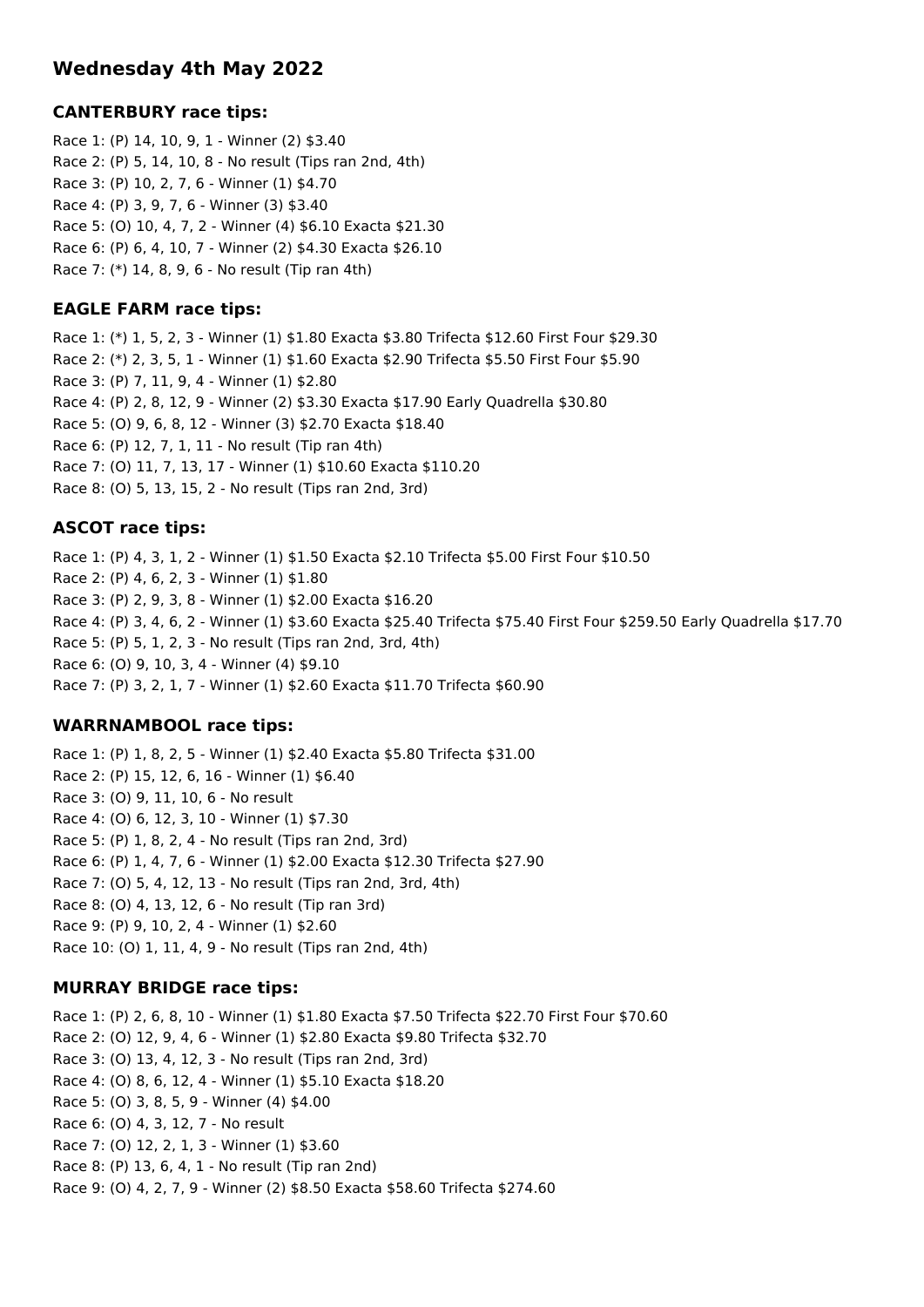# Wednesday 4th May 2022

### CANTERBURY race tips:

Race 1: (P) 14, 10, 9, 1 - Winner (2) $3.40
Race 2: (P) 5, 14, 10, 8 - No result (Tips ran 2nd, 4th)
Race 3: (P) 10, 2, 7, 6 - Winner (1) $4.70
Race 4: (P) 3, 9, 7, 6 - Winner (3) $3.40
Race 5: (O) 10, 4, 7, 2 - Winner (4) $6.10 Exacta $21.30
Race 6: (P) 6, 4, 10, 7 - Winner (2) $4.30 Exacta $26.10
Race 7: (*) 14, 8, 9, 6 - No result (Tip ran 4th)

### EAGLE FARM race tips:

Race 1: (*) 1, 5, 2, 3 - Winner (1) $1.80 Exacta $3.80 Trifecta $12.60 First Four $29.30
Race 2: (*) 2, 3, 5, 1 - Winner (1) $1.60 Exacta $2.90 Trifecta $5.50 First Four $5.90
Race 3: (P) 7, 11, 9, 4 - Winner (1) $2.80
Race 4: (P) 2, 8, 12, 9 - Winner (2) $3.30 Exacta $17.90 Early Quadrella $30.80
Race 5: (O) 9, 6, 8, 12 - Winner (3) $2.70 Exacta $18.40
Race 6: (P) 12, 7, 1, 11 - No result (Tip ran 4th)
Race 7: (O) 11, 7, 13, 17 - Winner (1) $10.60 Exacta $110.20
Race 8: (O) 5, 13, 15, 2 - No result (Tips ran 2nd, 3rd)

### ASCOT race tips:

Race 1: (P) 4, 3, 1, 2 - Winner (1) $1.50 Exacta $2.10 Trifecta $5.00 First Four $10.50
Race 2: (P) 4, 6, 2, 3 - Winner (1) $1.80
Race 3: (P) 2, 9, 3, 8 - Winner (1) $2.00 Exacta $16.20
Race 4: (P) 3, 4, 6, 2 - Winner (1) $3.60 Exacta $25.40 Trifecta $75.40 First Four $259.50 Early Quadrella $17.70
Race 5: (P) 5, 1, 2, 3 - No result (Tips ran 2nd, 3rd, 4th)
Race 6: (O) 9, 10, 3, 4 - Winner (4) $9.10
Race 7: (P) 3, 2, 1, 7 - Winner (1) $2.60 Exacta $11.70 Trifecta $60.90

### WARRNAMBOOL race tips:

Race 1: (P) 1, 8, 2, 5 - Winner (1) $2.40 Exacta $5.80 Trifecta $31.00
Race 2: (P) 15, 12, 6, 16 - Winner (1) $6.40
Race 3: (O) 9, 11, 10, 6 - No result
Race 4: (O) 6, 12, 3, 10 - Winner (1) $7.30
Race 5: (P) 1, 8, 2, 4 - No result (Tips ran 2nd, 3rd)
Race 6: (P) 1, 4, 7, 6 - Winner (1) $2.00 Exacta $12.30 Trifecta $27.90
Race 7: (O) 5, 4, 12, 13 - No result (Tips ran 2nd, 3rd, 4th)
Race 8: (O) 4, 13, 12, 6 - No result (Tip ran 3rd)
Race 9: (P) 9, 10, 2, 4 - Winner (1) $2.60
Race 10: (O) 1, 11, 4, 9 - No result (Tips ran 2nd, 4th)

### MURRAY BRIDGE race tips:

Race 1: (P) 2, 6, 8, 10 - Winner (1) $1.80 Exacta $7.50 Trifecta $22.70 First Four $70.60
Race 2: (O) 12, 9, 4, 6 - Winner (1) $2.80 Exacta $9.80 Trifecta $32.70
Race 3: (O) 13, 4, 12, 3 - No result (Tips ran 2nd, 3rd)
Race 4: (O) 8, 6, 12, 4 - Winner (1) $5.10 Exacta $18.20
Race 5: (O) 3, 8, 5, 9 - Winner (4) $4.00
Race 6: (O) 4, 3, 12, 7 - No result
Race 7: (O) 12, 2, 1, 3 - Winner (1) $3.60
Race 8: (P) 13, 6, 4, 1 - No result (Tip ran 2nd)
Race 9: (O) 4, 2, 7, 9 - Winner (2) $8.50 Exacta $58.60 Trifecta $274.60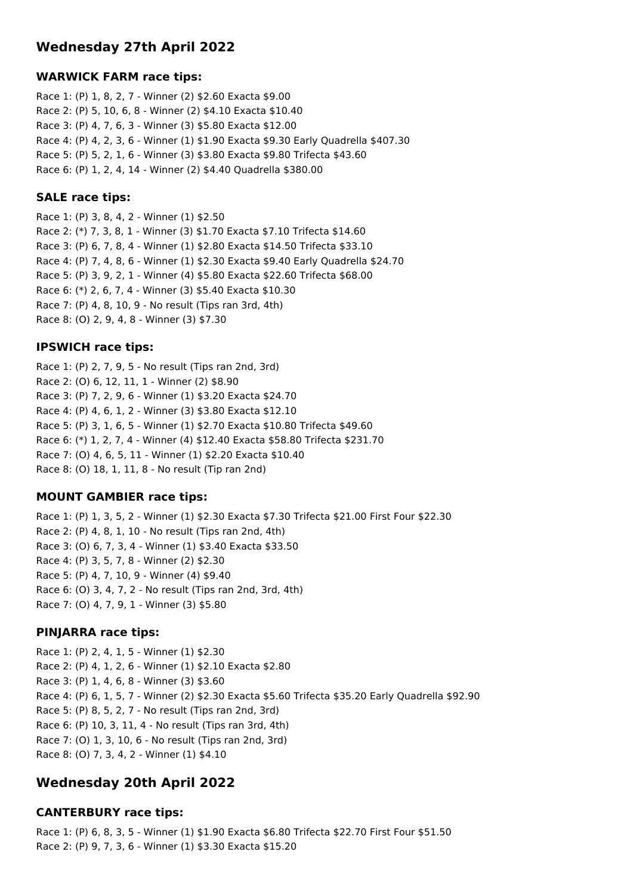## Wednesday 27th April 2022

### WARWICK FARM race tips:

Race 1: (P) 1, 8, 2, 7 - Winner (2) $2.60 Exacta $9.00
Race 2: (P) 5, 10, 6, 8 - Winner (2) $4.10 Exacta $10.40
Race 3: (P) 4, 7, 6, 3 - Winner (3) $5.80 Exacta $12.00
Race 4: (P) 4, 2, 3, 6 - Winner (1) $1.90 Exacta $9.30 Early Quadrella $407.30
Race 5: (P) 5, 2, 1, 6 - Winner (3) $3.80 Exacta $9.80 Trifecta $43.60
Race 6: (P) 1, 2, 4, 14 - Winner (2) $4.40 Quadrella $380.00

### SALE race tips:

Race 1: (P) 3, 8, 4, 2 - Winner (1) $2.50
Race 2: (*) 7, 3, 8, 1 - Winner (3) $1.70 Exacta $7.10 Trifecta $14.60
Race 3: (P) 6, 7, 8, 4 - Winner (1) $2.80 Exacta $14.50 Trifecta $33.10
Race 4: (P) 7, 4, 8, 6 - Winner (1) $2.30 Exacta $9.40 Early Quadrella $24.70
Race 5: (P) 3, 9, 2, 1 - Winner (4) $5.80 Exacta $22.60 Trifecta $68.00
Race 6: (*) 2, 6, 7, 4 - Winner (3) $5.40 Exacta $10.30
Race 7: (P) 4, 8, 10, 9 - No result (Tips ran 3rd, 4th)
Race 8: (O) 2, 9, 4, 8 - Winner (3) $7.30

### IPSWICH race tips:

Race 1: (P) 2, 7, 9, 5 - No result (Tips ran 2nd, 3rd)
Race 2: (O) 6, 12, 11, 1 - Winner (2) $8.90
Race 3: (P) 7, 2, 9, 6 - Winner (1) $3.20 Exacta $24.70
Race 4: (P) 4, 6, 1, 2 - Winner (3) $3.80 Exacta $12.10
Race 5: (P) 3, 1, 6, 5 - Winner (1) $2.70 Exacta $10.80 Trifecta $49.60
Race 6: (*) 1, 2, 7, 4 - Winner (4) $12.40 Exacta $58.80 Trifecta $231.70
Race 7: (O) 4, 6, 5, 11 - Winner (1) $2.20 Exacta $10.40
Race 8: (O) 18, 1, 11, 8 - No result (Tip ran 2nd)

### MOUNT GAMBIER race tips:

Race 1: (P) 1, 3, 5, 2 - Winner (1) $2.30 Exacta $7.30 Trifecta $21.00 First Four $22.30
Race 2: (P) 4, 8, 1, 10 - No result (Tips ran 2nd, 4th)
Race 3: (O) 6, 7, 3, 4 - Winner (1) $3.40 Exacta $33.50
Race 4: (P) 3, 5, 7, 8 - Winner (2) $2.30
Race 5: (P) 4, 7, 10, 9 - Winner (4) $9.40
Race 6: (O) 3, 4, 7, 2 - No result (Tips ran 2nd, 3rd, 4th)
Race 7: (O) 4, 7, 9, 1 - Winner (3) $5.80

### PINJARRA race tips:

Race 1: (P) 2, 4, 1, 5 - Winner (1) $2.30
Race 2: (P) 4, 1, 2, 6 - Winner (1) $2.10 Exacta $2.80
Race 3: (P) 1, 4, 6, 8 - Winner (3) $3.60
Race 4: (P) 6, 1, 5, 7 - Winner (2) $2.30 Exacta $5.60 Trifecta $35.20 Early Quadrella $92.90
Race 5: (P) 8, 5, 2, 7 - No result (Tips ran 2nd, 3rd)
Race 6: (P) 10, 3, 11, 4 - No result (Tips ran 3rd, 4th)
Race 7: (O) 1, 3, 10, 6 - No result (Tips ran 2nd, 3rd)
Race 8: (O) 7, 3, 4, 2 - Winner (1) $4.10

## Wednesday 20th April 2022

### CANTERBURY race tips:

Race 1: (P) 6, 8, 3, 5 - Winner (1) $1.90 Exacta $6.80 Trifecta $22.70 First Four $51.50
Race 2: (P) 9, 7, 3, 6 - Winner (1) $3.30 Exacta $15.20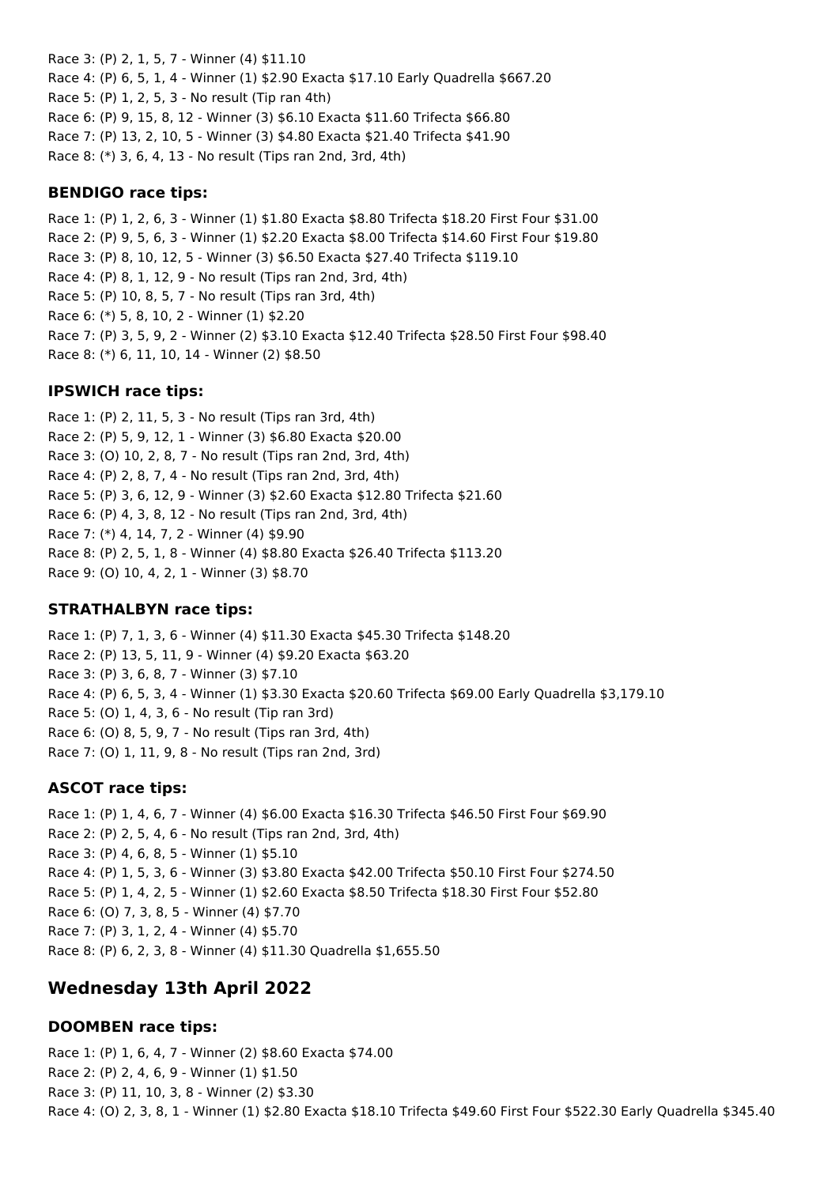Race 3: (P) 2, 1, 5, 7 - Winner (4) $11.10
Race 4: (P) 6, 5, 1, 4 - Winner (1) $2.90 Exacta $17.10 Early Quadrella $667.20
Race 5: (P) 1, 2, 5, 3 - No result (Tip ran 4th)
Race 6: (P) 9, 15, 8, 12 - Winner (3) $6.10 Exacta $11.60 Trifecta $66.80
Race 7: (P) 13, 2, 10, 5 - Winner (3) $4.80 Exacta $21.40 Trifecta $41.90
Race 8: (*) 3, 6, 4, 13 - No result (Tips ran 2nd, 3rd, 4th)

### BENDIGO race tips:

Race 1: (P) 1, 2, 6, 3 - Winner (1) $1.80 Exacta $8.80 Trifecta $18.20 First Four $31.00
Race 2: (P) 9, 5, 6, 3 - Winner (1) $2.20 Exacta $8.00 Trifecta $14.60 First Four $19.80
Race 3: (P) 8, 10, 12, 5 - Winner (3) $6.50 Exacta $27.40 Trifecta $119.10
Race 4: (P) 8, 1, 12, 9 - No result (Tips ran 2nd, 3rd, 4th)
Race 5: (P) 10, 8, 5, 7 - No result (Tips ran 3rd, 4th)
Race 6: (*) 5, 8, 10, 2 - Winner (1) $2.20
Race 7: (P) 3, 5, 9, 2 - Winner (2) $3.10 Exacta $12.40 Trifecta $28.50 First Four $98.40
Race 8: (*) 6, 11, 10, 14 - Winner (2) $8.50

### IPSWICH race tips:

Race 1: (P) 2, 11, 5, 3 - No result (Tips ran 3rd, 4th)
Race 2: (P) 5, 9, 12, 1 - Winner (3) $6.80 Exacta $20.00
Race 3: (O) 10, 2, 8, 7 - No result (Tips ran 2nd, 3rd, 4th)
Race 4: (P) 2, 8, 7, 4 - No result (Tips ran 2nd, 3rd, 4th)
Race 5: (P) 3, 6, 12, 9 - Winner (3) $2.60 Exacta $12.80 Trifecta $21.60
Race 6: (P) 4, 3, 8, 12 - No result (Tips ran 2nd, 3rd, 4th)
Race 7: (*) 4, 14, 7, 2 - Winner (4) $9.90
Race 8: (P) 2, 5, 1, 8 - Winner (4) $8.80 Exacta $26.40 Trifecta $113.20
Race 9: (O) 10, 4, 2, 1 - Winner (3) $8.70

### STRATHALBYN race tips:

Race 1: (P) 7, 1, 3, 6 - Winner (4) $11.30 Exacta $45.30 Trifecta $148.20
Race 2: (P) 13, 5, 11, 9 - Winner (4) $9.20 Exacta $63.20
Race 3: (P) 3, 6, 8, 7 - Winner (3) $7.10
Race 4: (P) 6, 5, 3, 4 - Winner (1) $3.30 Exacta $20.60 Trifecta $69.00 Early Quadrella $3,179.10
Race 5: (O) 1, 4, 3, 6 - No result (Tip ran 3rd)
Race 6: (O) 8, 5, 9, 7 - No result (Tips ran 3rd, 4th)
Race 7: (O) 1, 11, 9, 8 - No result (Tips ran 2nd, 3rd)

### ASCOT race tips:

Race 1: (P) 1, 4, 6, 7 - Winner (4) $6.00 Exacta $16.30 Trifecta $46.50 First Four $69.90
Race 2: (P) 2, 5, 4, 6 - No result (Tips ran 2nd, 3rd, 4th)
Race 3: (P) 4, 6, 8, 5 - Winner (1) $5.10
Race 4: (P) 1, 5, 3, 6 - Winner (3) $3.80 Exacta $42.00 Trifecta $50.10 First Four $274.50
Race 5: (P) 1, 4, 2, 5 - Winner (1) $2.60 Exacta $8.50 Trifecta $18.30 First Four $52.80
Race 6: (O) 7, 3, 8, 5 - Winner (4) $7.70
Race 7: (P) 3, 1, 2, 4 - Winner (4) $5.70
Race 8: (P) 6, 2, 3, 8 - Winner (4) $11.30 Quadrella $1,655.50

## Wednesday 13th April 2022

### DOOMBEN race tips:

Race 1: (P) 1, 6, 4, 7 - Winner (2) $8.60 Exacta $74.00
Race 2: (P) 2, 4, 6, 9 - Winner (1) $1.50
Race 3: (P) 11, 10, 3, 8 - Winner (2) $3.30
Race 4: (O) 2, 3, 8, 1 - Winner (1) $2.80 Exacta $18.10 Trifecta $49.60 First Four $522.30 Early Quadrella $345.40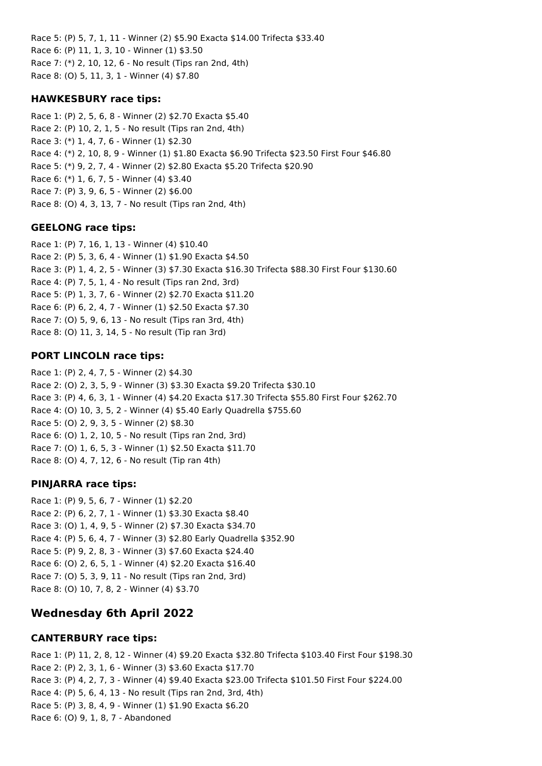Race 5: (P) 5, 7, 1, 11 - Winner (2) $5.90 Exacta $14.00 Trifecta $33.40
Race 6: (P) 11, 1, 3, 10 - Winner (1) $3.50
Race 7: (*) 2, 10, 12, 6 - No result (Tips ran 2nd, 4th)
Race 8: (O) 5, 11, 3, 1 - Winner (4) $7.80

### HAWKESBURY race tips:

Race 1: (P) 2, 5, 6, 8 - Winner (2) $2.70 Exacta $5.40
Race 2: (P) 10, 2, 1, 5 - No result (Tips ran 2nd, 4th)
Race 3: (*) 1, 4, 7, 6 - Winner (1) $2.30
Race 4: (*) 2, 10, 8, 9 - Winner (1) $1.80 Exacta $6.90 Trifecta $23.50 First Four $46.80
Race 5: (*) 9, 2, 7, 4 - Winner (2) $2.80 Exacta $5.20 Trifecta $20.90
Race 6: (*) 1, 6, 7, 5 - Winner (4) $3.40
Race 7: (P) 3, 9, 6, 5 - Winner (2) $6.00
Race 8: (O) 4, 3, 13, 7 - No result (Tips ran 2nd, 4th)

### GEELONG race tips:

Race 1: (P) 7, 16, 1, 13 - Winner (4) $10.40
Race 2: (P) 5, 3, 6, 4 - Winner (1) $1.90 Exacta $4.50
Race 3: (P) 1, 4, 2, 5 - Winner (3) $7.30 Exacta $16.30 Trifecta $88.30 First Four $130.60
Race 4: (P) 7, 5, 1, 4 - No result (Tips ran 2nd, 3rd)
Race 5: (P) 1, 3, 7, 6 - Winner (2) $2.70 Exacta $11.20
Race 6: (P) 6, 2, 4, 7 - Winner (1) $2.50 Exacta $7.30
Race 7: (O) 5, 9, 6, 13 - No result (Tips ran 3rd, 4th)
Race 8: (O) 11, 3, 14, 5 - No result (Tip ran 3rd)

### PORT LINCOLN race tips:

Race 1: (P) 2, 4, 7, 5 - Winner (2) $4.30
Race 2: (O) 2, 3, 5, 9 - Winner (3) $3.30 Exacta $9.20 Trifecta $30.10
Race 3: (P) 4, 6, 3, 1 - Winner (4) $4.20 Exacta $17.30 Trifecta $55.80 First Four $262.70
Race 4: (O) 10, 3, 5, 2 - Winner (4) $5.40 Early Quadrella $755.60
Race 5: (O) 2, 9, 3, 5 - Winner (2) $8.30
Race 6: (O) 1, 2, 10, 5 - No result (Tips ran 2nd, 3rd)
Race 7: (O) 1, 6, 5, 3 - Winner (1) $2.50 Exacta $11.70
Race 8: (O) 4, 7, 12, 6 - No result (Tip ran 4th)

### PINJARRA race tips:

Race 1: (P) 9, 5, 6, 7 - Winner (1) $2.20
Race 2: (P) 6, 2, 7, 1 - Winner (1) $3.30 Exacta $8.40
Race 3: (O) 1, 4, 9, 5 - Winner (2) $7.30 Exacta $34.70
Race 4: (P) 5, 6, 4, 7 - Winner (3) $2.80 Early Quadrella $352.90
Race 5: (P) 9, 2, 8, 3 - Winner (3) $7.60 Exacta $24.40
Race 6: (O) 2, 6, 5, 1 - Winner (4) $2.20 Exacta $16.40
Race 7: (O) 5, 3, 9, 11 - No result (Tips ran 2nd, 3rd)
Race 8: (O) 10, 7, 8, 2 - Winner (4) $3.70

## Wednesday 6th April 2022

### CANTERBURY race tips:

Race 1: (P) 11, 2, 8, 12 - Winner (4) $9.20 Exacta $32.80 Trifecta $103.40 First Four $198.30
Race 2: (P) 2, 3, 1, 6 - Winner (3) $3.60 Exacta $17.70
Race 3: (P) 4, 2, 7, 3 - Winner (4) $9.40 Exacta $23.00 Trifecta $101.50 First Four $224.00
Race 4: (P) 5, 6, 4, 13 - No result (Tips ran 2nd, 3rd, 4th)
Race 5: (P) 3, 8, 4, 9 - Winner (1) $1.90 Exacta $6.20
Race 6: (O) 9, 1, 8, 7 - Abandoned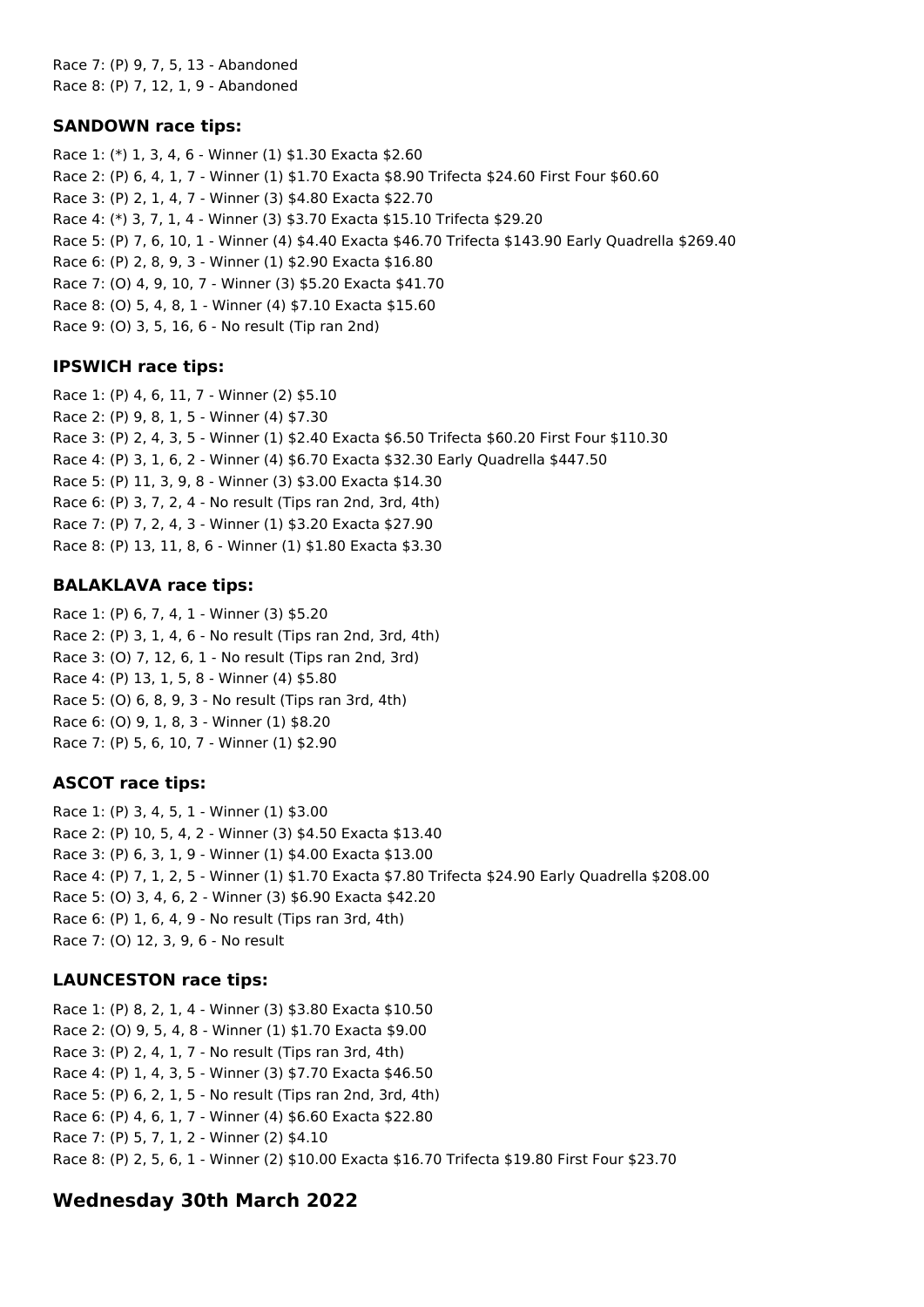Race 7: (P) 9, 7, 5, 13 - Abandoned
Race 8: (P) 7, 12, 1, 9 - Abandoned

### SANDOWN race tips:

Race 1: (*) 1, 3, 4, 6 - Winner (1) $1.30 Exacta $2.60
Race 2: (P) 6, 4, 1, 7 - Winner (1) $1.70 Exacta $8.90 Trifecta $24.60 First Four $60.60
Race 3: (P) 2, 1, 4, 7 - Winner (3) $4.80 Exacta $22.70
Race 4: (*) 3, 7, 1, 4 - Winner (3) $3.70 Exacta $15.10 Trifecta $29.20
Race 5: (P) 7, 6, 10, 1 - Winner (4) $4.40 Exacta $46.70 Trifecta $143.90 Early Quadrella $269.40
Race 6: (P) 2, 8, 9, 3 - Winner (1) $2.90 Exacta $16.80
Race 7: (O) 4, 9, 10, 7 - Winner (3) $5.20 Exacta $41.70
Race 8: (O) 5, 4, 8, 1 - Winner (4) $7.10 Exacta $15.60
Race 9: (O) 3, 5, 16, 6 - No result (Tip ran 2nd)

### IPSWICH race tips:

Race 1: (P) 4, 6, 11, 7 - Winner (2) $5.10
Race 2: (P) 9, 8, 1, 5 - Winner (4) $7.30
Race 3: (P) 2, 4, 3, 5 - Winner (1) $2.40 Exacta $6.50 Trifecta $60.20 First Four $110.30
Race 4: (P) 3, 1, 6, 2 - Winner (4) $6.70 Exacta $32.30 Early Quadrella $447.50
Race 5: (P) 11, 3, 9, 8 - Winner (3) $3.00 Exacta $14.30
Race 6: (P) 3, 7, 2, 4 - No result (Tips ran 2nd, 3rd, 4th)
Race 7: (P) 7, 2, 4, 3 - Winner (1) $3.20 Exacta $27.90
Race 8: (P) 13, 11, 8, 6 - Winner (1) $1.80 Exacta $3.30

### BALAKLAVA race tips:

Race 1: (P) 6, 7, 4, 1 - Winner (3) $5.20
Race 2: (P) 3, 1, 4, 6 - No result (Tips ran 2nd, 3rd, 4th)
Race 3: (O) 7, 12, 6, 1 - No result (Tips ran 2nd, 3rd)
Race 4: (P) 13, 1, 5, 8 - Winner (4) $5.80
Race 5: (O) 6, 8, 9, 3 - No result (Tips ran 3rd, 4th)
Race 6: (O) 9, 1, 8, 3 - Winner (1) $8.20
Race 7: (P) 5, 6, 10, 7 - Winner (1) $2.90

### ASCOT race tips:

Race 1: (P) 3, 4, 5, 1 - Winner (1) $3.00
Race 2: (P) 10, 5, 4, 2 - Winner (3) $4.50 Exacta $13.40
Race 3: (P) 6, 3, 1, 9 - Winner (1) $4.00 Exacta $13.00
Race 4: (P) 7, 1, 2, 5 - Winner (1) $1.70 Exacta $7.80 Trifecta $24.90 Early Quadrella $208.00
Race 5: (O) 3, 4, 6, 2 - Winner (3) $6.90 Exacta $42.20
Race 6: (P) 1, 6, 4, 9 - No result (Tips ran 3rd, 4th)
Race 7: (O) 12, 3, 9, 6 - No result

### LAUNCESTON race tips:

Race 1: (P) 8, 2, 1, 4 - Winner (3) $3.80 Exacta $10.50
Race 2: (O) 9, 5, 4, 8 - Winner (1) $1.70 Exacta $9.00
Race 3: (P) 2, 4, 1, 7 - No result (Tips ran 3rd, 4th)
Race 4: (P) 1, 4, 3, 5 - Winner (3) $7.70 Exacta $46.50
Race 5: (P) 6, 2, 1, 5 - No result (Tips ran 2nd, 3rd, 4th)
Race 6: (P) 4, 6, 1, 7 - Winner (4) $6.60 Exacta $22.80
Race 7: (P) 5, 7, 1, 2 - Winner (2) $4.10
Race 8: (P) 2, 5, 6, 1 - Winner (2) $10.00 Exacta $16.70 Trifecta $19.80 First Four $23.70

## Wednesday 30th March 2022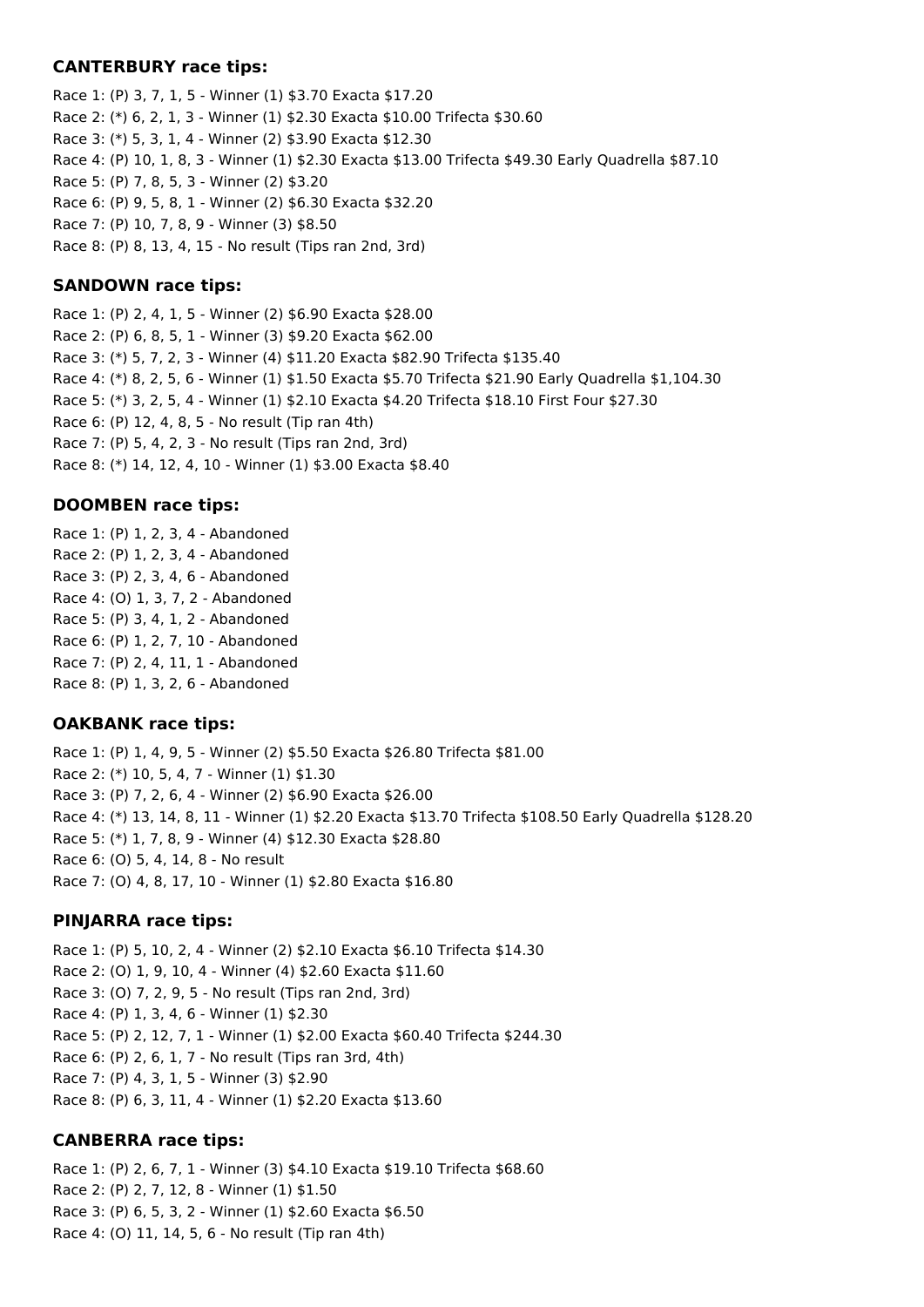**CANTERBURY race tips:**

Race 1: (P) 3, 7, 1, 5 - Winner (1) $3.70 Exacta $17.20
Race 2: (*) 6, 2, 1, 3 - Winner (1) $2.30 Exacta $10.00 Trifecta $30.60
Race 3: (*) 5, 3, 1, 4 - Winner (2) $3.90 Exacta $12.30
Race 4: (P) 10, 1, 8, 3 - Winner (1) $2.30 Exacta $13.00 Trifecta $49.30 Early Quadrella $87.10
Race 5: (P) 7, 8, 5, 3 - Winner (2) $3.20
Race 6: (P) 9, 5, 8, 1 - Winner (2) $6.30 Exacta $32.20
Race 7: (P) 10, 7, 8, 9 - Winner (3) $8.50
Race 8: (P) 8, 13, 4, 15 - No result (Tips ran 2nd, 3rd)

**SANDOWN race tips:**

Race 1: (P) 2, 4, 1, 5 - Winner (2) $6.90 Exacta $28.00
Race 2: (P) 6, 8, 5, 1 - Winner (3) $9.20 Exacta $62.00
Race 3: (*) 5, 7, 2, 3 - Winner (4) $11.20 Exacta $82.90 Trifecta $135.40
Race 4: (*) 8, 2, 5, 6 - Winner (1) $1.50 Exacta $5.70 Trifecta $21.90 Early Quadrella $1,104.30
Race 5: (*) 3, 2, 5, 4 - Winner (1) $2.10 Exacta $4.20 Trifecta $18.10 First Four $27.30
Race 6: (P) 12, 4, 8, 5 - No result (Tip ran 4th)
Race 7: (P) 5, 4, 2, 3 - No result (Tips ran 2nd, 3rd)
Race 8: (*) 14, 12, 4, 10 - Winner (1) $3.00 Exacta $8.40

**DOOMBEN race tips:**

Race 1: (P) 1, 2, 3, 4 - Abandoned
Race 2: (P) 1, 2, 3, 4 - Abandoned
Race 3: (P) 2, 3, 4, 6 - Abandoned
Race 4: (O) 1, 3, 7, 2 - Abandoned
Race 5: (P) 3, 4, 1, 2 - Abandoned
Race 6: (P) 1, 2, 7, 10 - Abandoned
Race 7: (P) 2, 4, 11, 1 - Abandoned
Race 8: (P) 1, 3, 2, 6 - Abandoned

**OAKBANK race tips:**

Race 1: (P) 1, 4, 9, 5 - Winner (2) $5.50 Exacta $26.80 Trifecta $81.00
Race 2: (*) 10, 5, 4, 7 - Winner (1) $1.30
Race 3: (P) 7, 2, 6, 4 - Winner (2) $6.90 Exacta $26.00
Race 4: (*) 13, 14, 8, 11 - Winner (1) $2.20 Exacta $13.70 Trifecta $108.50 Early Quadrella $128.20
Race 5: (*) 1, 7, 8, 9 - Winner (4) $12.30 Exacta $28.80
Race 6: (O) 5, 4, 14, 8 - No result
Race 7: (O) 4, 8, 17, 10 - Winner (1) $2.80 Exacta $16.80

**PINJARRA race tips:**

Race 1: (P) 5, 10, 2, 4 - Winner (2) $2.10 Exacta $6.10 Trifecta $14.30
Race 2: (O) 1, 9, 10, 4 - Winner (4) $2.60 Exacta $11.60
Race 3: (O) 7, 2, 9, 5 - No result (Tips ran 2nd, 3rd)
Race 4: (P) 1, 3, 4, 6 - Winner (1) $2.30
Race 5: (P) 2, 12, 7, 1 - Winner (1) $2.00 Exacta $60.40 Trifecta $244.30
Race 6: (P) 2, 6, 1, 7 - No result (Tips ran 3rd, 4th)
Race 7: (P) 4, 3, 1, 5 - Winner (3) $2.90
Race 8: (P) 6, 3, 11, 4 - Winner (1) $2.20 Exacta $13.60

**CANBERRA race tips:**

Race 1: (P) 2, 6, 7, 1 - Winner (3) $4.10 Exacta $19.10 Trifecta $68.60
Race 2: (P) 2, 7, 12, 8 - Winner (1) $1.50
Race 3: (P) 6, 5, 3, 2 - Winner (1) $2.60 Exacta $6.50
Race 4: (O) 11, 14, 5, 6 - No result (Tip ran 4th)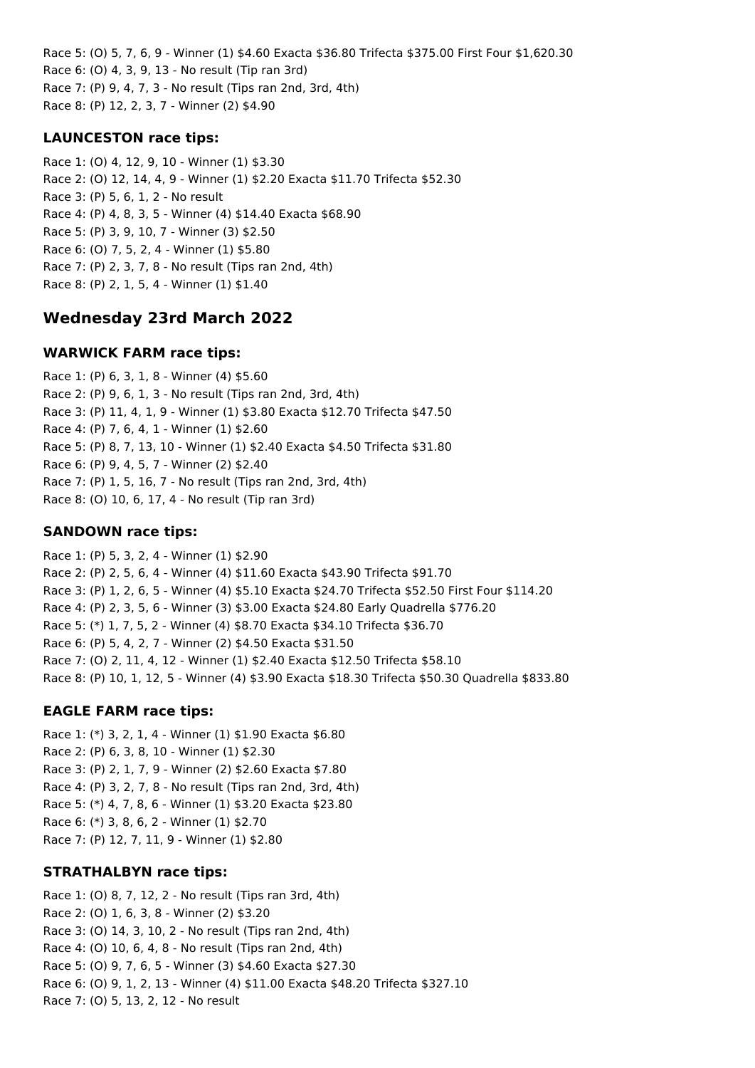Race 5: (O) 5, 7, 6, 9 - Winner (1) $4.60 Exacta $36.80 Trifecta $375.00 First Four $1,620.30
Race 6: (O) 4, 3, 9, 13 - No result (Tip ran 3rd)
Race 7: (P) 9, 4, 7, 3 - No result (Tips ran 2nd, 3rd, 4th)
Race 8: (P) 12, 2, 3, 7 - Winner (2) $4.90

### LAUNCESTON race tips:

Race 1: (O) 4, 12, 9, 10 - Winner (1) $3.30
Race 2: (O) 12, 14, 4, 9 - Winner (1) $2.20 Exacta $11.70 Trifecta $52.30
Race 3: (P) 5, 6, 1, 2 - No result
Race 4: (P) 4, 8, 3, 5 - Winner (4) $14.40 Exacta $68.90
Race 5: (P) 3, 9, 10, 7 - Winner (3) $2.50
Race 6: (O) 7, 5, 2, 4 - Winner (1) $5.80
Race 7: (P) 2, 3, 7, 8 - No result (Tips ran 2nd, 4th)
Race 8: (P) 2, 1, 5, 4 - Winner (1) $1.40

## Wednesday 23rd March 2022

### WARWICK FARM race tips:

Race 1: (P) 6, 3, 1, 8 - Winner (4) $5.60
Race 2: (P) 9, 6, 1, 3 - No result (Tips ran 2nd, 3rd, 4th)
Race 3: (P) 11, 4, 1, 9 - Winner (1) $3.80 Exacta $12.70 Trifecta $47.50
Race 4: (P) 7, 6, 4, 1 - Winner (1) $2.60
Race 5: (P) 8, 7, 13, 10 - Winner (1) $2.40 Exacta $4.50 Trifecta $31.80
Race 6: (P) 9, 4, 5, 7 - Winner (2) $2.40
Race 7: (P) 1, 5, 16, 7 - No result (Tips ran 2nd, 3rd, 4th)
Race 8: (O) 10, 6, 17, 4 - No result (Tip ran 3rd)

### SANDOWN race tips:

Race 1: (P) 5, 3, 2, 4 - Winner (1) $2.90
Race 2: (P) 2, 5, 6, 4 - Winner (4) $11.60 Exacta $43.90 Trifecta $91.70
Race 3: (P) 1, 2, 6, 5 - Winner (4) $5.10 Exacta $24.70 Trifecta $52.50 First Four $114.20
Race 4: (P) 2, 3, 5, 6 - Winner (3) $3.00 Exacta $24.80 Early Quadrella $776.20
Race 5: (*) 1, 7, 5, 2 - Winner (4) $8.70 Exacta $34.10 Trifecta $36.70
Race 6: (P) 5, 4, 2, 7 - Winner (2) $4.50 Exacta $31.50
Race 7: (O) 2, 11, 4, 12 - Winner (1) $2.40 Exacta $12.50 Trifecta $58.10
Race 8: (P) 10, 1, 12, 5 - Winner (4) $3.90 Exacta $18.30 Trifecta $50.30 Quadrella $833.80

### EAGLE FARM race tips:

Race 1: (*) 3, 2, 1, 4 - Winner (1) $1.90 Exacta $6.80
Race 2: (P) 6, 3, 8, 10 - Winner (1) $2.30
Race 3: (P) 2, 1, 7, 9 - Winner (2) $2.60 Exacta $7.80
Race 4: (P) 3, 2, 7, 8 - No result (Tips ran 2nd, 3rd, 4th)
Race 5: (*) 4, 7, 8, 6 - Winner (1) $3.20 Exacta $23.80
Race 6: (*) 3, 8, 6, 2 - Winner (1) $2.70
Race 7: (P) 12, 7, 11, 9 - Winner (1) $2.80

### STRATHALBYN race tips:

Race 1: (O) 8, 7, 12, 2 - No result (Tips ran 3rd, 4th)
Race 2: (O) 1, 6, 3, 8 - Winner (2) $3.20
Race 3: (O) 14, 3, 10, 2 - No result (Tips ran 2nd, 4th)
Race 4: (O) 10, 6, 4, 8 - No result (Tips ran 2nd, 4th)
Race 5: (O) 9, 7, 6, 5 - Winner (3) $4.60 Exacta $27.30
Race 6: (O) 9, 1, 2, 13 - Winner (4) $11.00 Exacta $48.20 Trifecta $327.10
Race 7: (O) 5, 13, 2, 12 - No result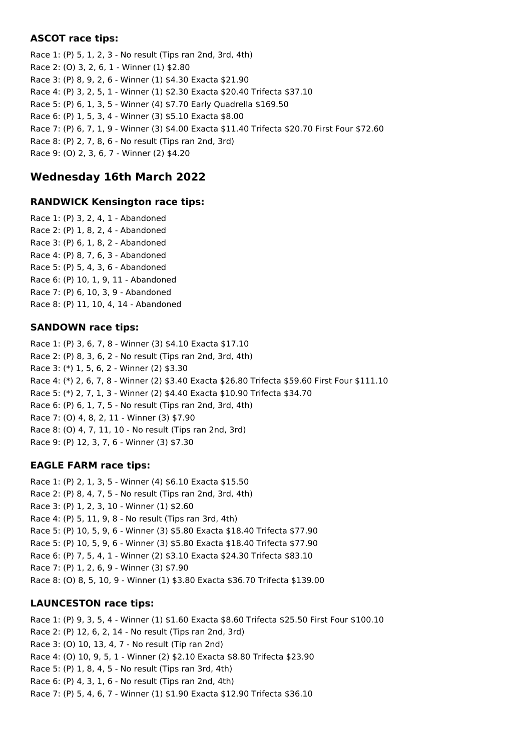### ASCOT race tips:

Race 1: (P) 5, 1, 2, 3 - No result (Tips ran 2nd, 3rd, 4th)
Race 2: (O) 3, 2, 6, 1 - Winner (1) $2.80
Race 3: (P) 8, 9, 2, 6 - Winner (1) $4.30 Exacta $21.90
Race 4: (P) 3, 2, 5, 1 - Winner (1) $2.30 Exacta $20.40 Trifecta $37.10
Race 5: (P) 6, 1, 3, 5 - Winner (4) $7.70 Early Quadrella $169.50
Race 6: (P) 1, 5, 3, 4 - Winner (3) $5.10 Exacta $8.00
Race 7: (P) 6, 7, 1, 9 - Winner (3) $4.00 Exacta $11.40 Trifecta $20.70 First Four $72.60
Race 8: (P) 2, 7, 8, 6 - No result (Tips ran 2nd, 3rd)
Race 9: (O) 2, 3, 6, 7 - Winner (2) $4.20

## Wednesday 16th March 2022

### RANDWICK Kensington race tips:

Race 1: (P) 3, 2, 4, 1 - Abandoned
Race 2: (P) 1, 8, 2, 4 - Abandoned
Race 3: (P) 6, 1, 8, 2 - Abandoned
Race 4: (P) 8, 7, 6, 3 - Abandoned
Race 5: (P) 5, 4, 3, 6 - Abandoned
Race 6: (P) 10, 1, 9, 11 - Abandoned
Race 7: (P) 6, 10, 3, 9 - Abandoned
Race 8: (P) 11, 10, 4, 14 - Abandoned

### SANDOWN race tips:

Race 1: (P) 3, 6, 7, 8 - Winner (3) $4.10 Exacta $17.10
Race 2: (P) 8, 3, 6, 2 - No result (Tips ran 2nd, 3rd, 4th)
Race 3: (*) 1, 5, 6, 2 - Winner (2) $3.30
Race 4: (*) 2, 6, 7, 8 - Winner (2) $3.40 Exacta $26.80 Trifecta $59.60 First Four $111.10
Race 5: (*) 2, 7, 1, 3 - Winner (2) $4.40 Exacta $10.90 Trifecta $34.70
Race 6: (P) 6, 1, 7, 5 - No result (Tips ran 2nd, 3rd, 4th)
Race 7: (O) 4, 8, 2, 11 - Winner (3) $7.90
Race 8: (O) 4, 7, 11, 10 - No result (Tips ran 2nd, 3rd)
Race 9: (P) 12, 3, 7, 6 - Winner (3) $7.30

### EAGLE FARM race tips:

Race 1: (P) 2, 1, 3, 5 - Winner (4) $6.10 Exacta $15.50
Race 2: (P) 8, 4, 7, 5 - No result (Tips ran 2nd, 3rd, 4th)
Race 3: (P) 1, 2, 3, 10 - Winner (1) $2.60
Race 4: (P) 5, 11, 9, 8 - No result (Tips ran 3rd, 4th)
Race 5: (P) 10, 5, 9, 6 - Winner (3) $5.80 Exacta $18.40 Trifecta $77.90
Race 5: (P) 10, 5, 9, 6 - Winner (3) $5.80 Exacta $18.40 Trifecta $77.90
Race 6: (P) 7, 5, 4, 1 - Winner (2) $3.10 Exacta $24.30 Trifecta $83.10
Race 7: (P) 1, 2, 6, 9 - Winner (3) $7.90
Race 8: (O) 8, 5, 10, 9 - Winner (1) $3.80 Exacta $36.70 Trifecta $139.00

### LAUNCESTON race tips:

Race 1: (P) 9, 3, 5, 4 - Winner (1) $1.60 Exacta $8.60 Trifecta $25.50 First Four $100.10
Race 2: (P) 12, 6, 2, 14 - No result (Tips ran 2nd, 3rd)
Race 3: (O) 10, 13, 4, 7 - No result (Tip ran 2nd)
Race 4: (O) 10, 9, 5, 1 - Winner (2) $2.10 Exacta $8.80 Trifecta $23.90
Race 5: (P) 1, 8, 4, 5 - No result (Tips ran 3rd, 4th)
Race 6: (P) 4, 3, 1, 6 - No result (Tips ran 2nd, 4th)
Race 7: (P) 5, 4, 6, 7 - Winner (1) $1.90 Exacta $12.90 Trifecta $36.10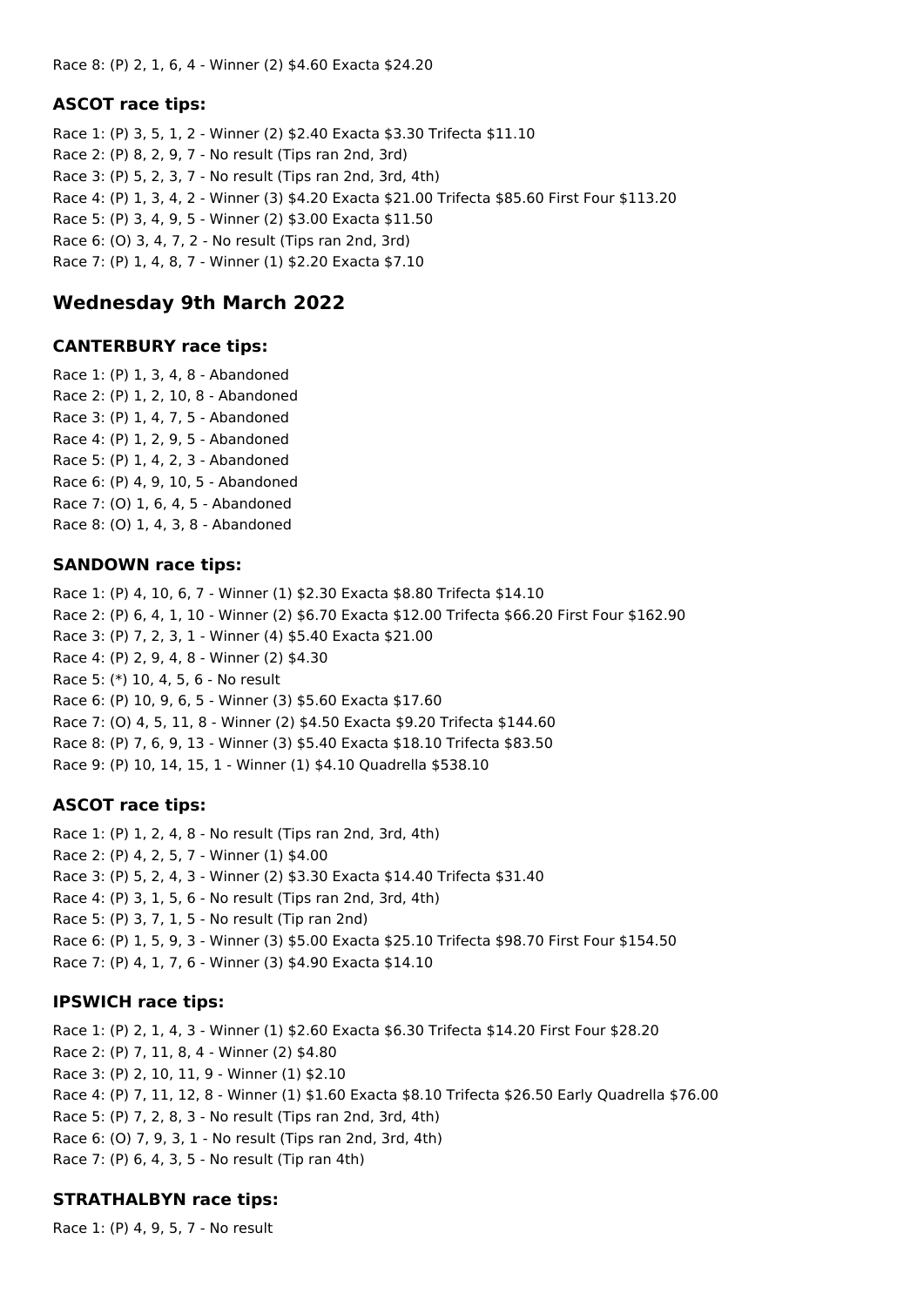Race 8: (P) 2, 1, 6, 4 - Winner (2) $4.60 Exacta $24.20

### ASCOT race tips:

Race 1: (P) 3, 5, 1, 2 - Winner (2) $2.40 Exacta $3.30 Trifecta $11.10
Race 2: (P) 8, 2, 9, 7 - No result (Tips ran 2nd, 3rd)
Race 3: (P) 5, 2, 3, 7 - No result (Tips ran 2nd, 3rd, 4th)
Race 4: (P) 1, 3, 4, 2 - Winner (3) $4.20 Exacta $21.00 Trifecta $85.60 First Four $113.20
Race 5: (P) 3, 4, 9, 5 - Winner (2) $3.00 Exacta $11.50
Race 6: (O) 3, 4, 7, 2 - No result (Tips ran 2nd, 3rd)
Race 7: (P) 1, 4, 8, 7 - Winner (1) $2.20 Exacta $7.10

## Wednesday 9th March 2022

### CANTERBURY race tips:

Race 1: (P) 1, 3, 4, 8 - Abandoned
Race 2: (P) 1, 2, 10, 8 - Abandoned
Race 3: (P) 1, 4, 7, 5 - Abandoned
Race 4: (P) 1, 2, 9, 5 - Abandoned
Race 5: (P) 1, 4, 2, 3 - Abandoned
Race 6: (P) 4, 9, 10, 5 - Abandoned
Race 7: (O) 1, 6, 4, 5 - Abandoned
Race 8: (O) 1, 4, 3, 8 - Abandoned

### SANDOWN race tips:

Race 1: (P) 4, 10, 6, 7 - Winner (1) $2.30 Exacta $8.80 Trifecta $14.10
Race 2: (P) 6, 4, 1, 10 - Winner (2) $6.70 Exacta $12.00 Trifecta $66.20 First Four $162.90
Race 3: (P) 7, 2, 3, 1 - Winner (4) $5.40 Exacta $21.00
Race 4: (P) 2, 9, 4, 8 - Winner (2) $4.30
Race 5: (*) 10, 4, 5, 6 - No result
Race 6: (P) 10, 9, 6, 5 - Winner (3) $5.60 Exacta $17.60
Race 7: (O) 4, 5, 11, 8 - Winner (2) $4.50 Exacta $9.20 Trifecta $144.60
Race 8: (P) 7, 6, 9, 13 - Winner (3) $5.40 Exacta $18.10 Trifecta $83.50
Race 9: (P) 10, 14, 15, 1 - Winner (1) $4.10 Quadrella $538.10

### ASCOT race tips:

Race 1: (P) 1, 2, 4, 8 - No result (Tips ran 2nd, 3rd, 4th)
Race 2: (P) 4, 2, 5, 7 - Winner (1) $4.00
Race 3: (P) 5, 2, 4, 3 - Winner (2) $3.30 Exacta $14.40 Trifecta $31.40
Race 4: (P) 3, 1, 5, 6 - No result (Tips ran 2nd, 3rd, 4th)
Race 5: (P) 3, 7, 1, 5 - No result (Tip ran 2nd)
Race 6: (P) 1, 5, 9, 3 - Winner (3) $5.00 Exacta $25.10 Trifecta $98.70 First Four $154.50
Race 7: (P) 4, 1, 7, 6 - Winner (3) $4.90 Exacta $14.10

### IPSWICH race tips:

Race 1: (P) 2, 1, 4, 3 - Winner (1) $2.60 Exacta $6.30 Trifecta $14.20 First Four $28.20
Race 2: (P) 7, 11, 8, 4 - Winner (2) $4.80
Race 3: (P) 2, 10, 11, 9 - Winner (1) $2.10
Race 4: (P) 7, 11, 12, 8 - Winner (1) $1.60 Exacta $8.10 Trifecta $26.50 Early Quadrella $76.00
Race 5: (P) 7, 2, 8, 3 - No result (Tips ran 2nd, 3rd, 4th)
Race 6: (O) 7, 9, 3, 1 - No result (Tips ran 2nd, 3rd, 4th)
Race 7: (P) 6, 4, 3, 5 - No result (Tip ran 4th)

### STRATHALBYN race tips:

Race 1: (P) 4, 9, 5, 7 - No result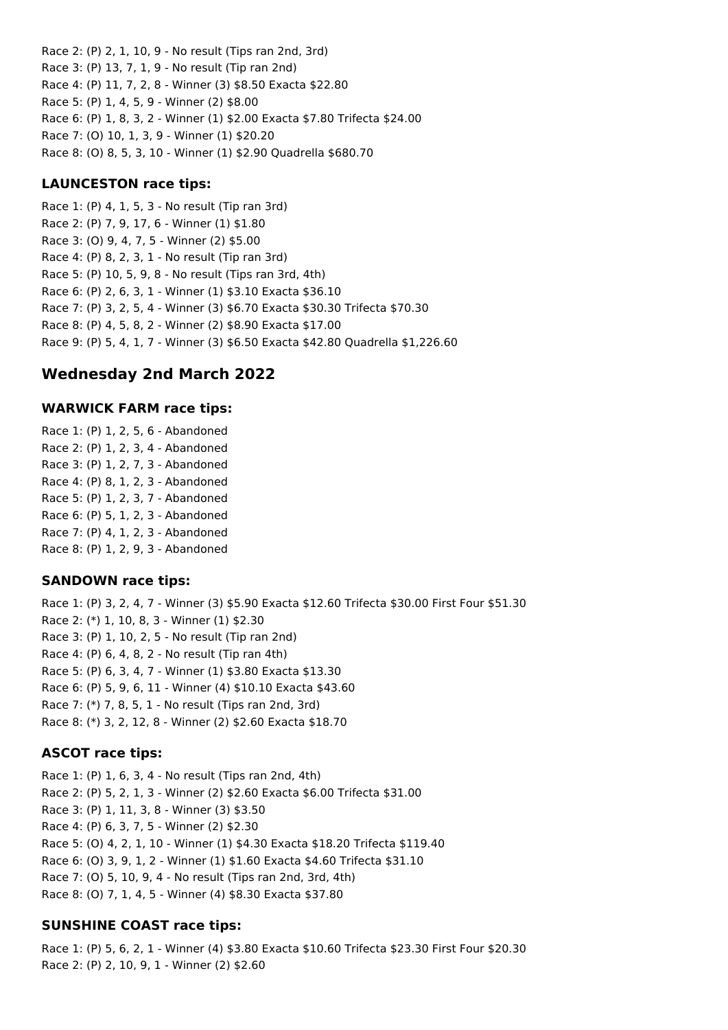Race 2: (P) 2, 1, 10, 9 - No result (Tips ran 2nd, 3rd)
Race 3: (P) 13, 7, 1, 9 - No result (Tip ran 2nd)
Race 4: (P) 11, 7, 2, 8 - Winner (3) $8.50 Exacta $22.80
Race 5: (P) 1, 4, 5, 9 - Winner (2) $8.00
Race 6: (P) 1, 8, 3, 2 - Winner (1) $2.00 Exacta $7.80 Trifecta $24.00
Race 7: (O) 10, 1, 3, 9 - Winner (1) $20.20
Race 8: (O) 8, 5, 3, 10 - Winner (1) $2.90 Quadrella $680.70

### LAUNCESTON race tips:

Race 1: (P) 4, 1, 5, 3 - No result (Tip ran 3rd)
Race 2: (P) 7, 9, 17, 6 - Winner (1) $1.80
Race 3: (O) 9, 4, 7, 5 - Winner (2) $5.00
Race 4: (P) 8, 2, 3, 1 - No result (Tip ran 3rd)
Race 5: (P) 10, 5, 9, 8 - No result (Tips ran 3rd, 4th)
Race 6: (P) 2, 6, 3, 1 - Winner (1) $3.10 Exacta $36.10
Race 7: (P) 3, 2, 5, 4 - Winner (3) $6.70 Exacta $30.30 Trifecta $70.30
Race 8: (P) 4, 5, 8, 2 - Winner (2) $8.90 Exacta $17.00
Race 9: (P) 5, 4, 1, 7 - Winner (3) $6.50 Exacta $42.80 Quadrella $1,226.60

## Wednesday 2nd March 2022

### WARWICK FARM race tips:

Race 1: (P) 1, 2, 5, 6 - Abandoned
Race 2: (P) 1, 2, 3, 4 - Abandoned
Race 3: (P) 1, 2, 7, 3 - Abandoned
Race 4: (P) 8, 1, 2, 3 - Abandoned
Race 5: (P) 1, 2, 3, 7 - Abandoned
Race 6: (P) 5, 1, 2, 3 - Abandoned
Race 7: (P) 4, 1, 2, 3 - Abandoned
Race 8: (P) 1, 2, 9, 3 - Abandoned

### SANDOWN race tips:

Race 1: (P) 3, 2, 4, 7 - Winner (3) $5.90 Exacta $12.60 Trifecta $30.00 First Four $51.30
Race 2: (*) 1, 10, 8, 3 - Winner (1) $2.30
Race 3: (P) 1, 10, 2, 5 - No result (Tip ran 2nd)
Race 4: (P) 6, 4, 8, 2 - No result (Tip ran 4th)
Race 5: (P) 6, 3, 4, 7 - Winner (1) $3.80 Exacta $13.30
Race 6: (P) 5, 9, 6, 11 - Winner (4) $10.10 Exacta $43.60
Race 7: (*) 7, 8, 5, 1 - No result (Tips ran 2nd, 3rd)
Race 8: (*) 3, 2, 12, 8 - Winner (2) $2.60 Exacta $18.70

### ASCOT race tips:

Race 1: (P) 1, 6, 3, 4 - No result (Tips ran 2nd, 4th)
Race 2: (P) 5, 2, 1, 3 - Winner (2) $2.60 Exacta $6.00 Trifecta $31.00
Race 3: (P) 1, 11, 3, 8 - Winner (3) $3.50
Race 4: (P) 6, 3, 7, 5 - Winner (2) $2.30
Race 5: (O) 4, 2, 1, 10 - Winner (1) $4.30 Exacta $18.20 Trifecta $119.40
Race 6: (O) 3, 9, 1, 2 - Winner (1) $1.60 Exacta $4.60 Trifecta $31.10
Race 7: (O) 5, 10, 9, 4 - No result (Tips ran 2nd, 3rd, 4th)
Race 8: (O) 7, 1, 4, 5 - Winner (4) $8.30 Exacta $37.80

### SUNSHINE COAST race tips:

Race 1: (P) 5, 6, 2, 1 - Winner (4) $3.80 Exacta $10.60 Trifecta $23.30 First Four $20.30
Race 2: (P) 2, 10, 9, 1 - Winner (2) $2.60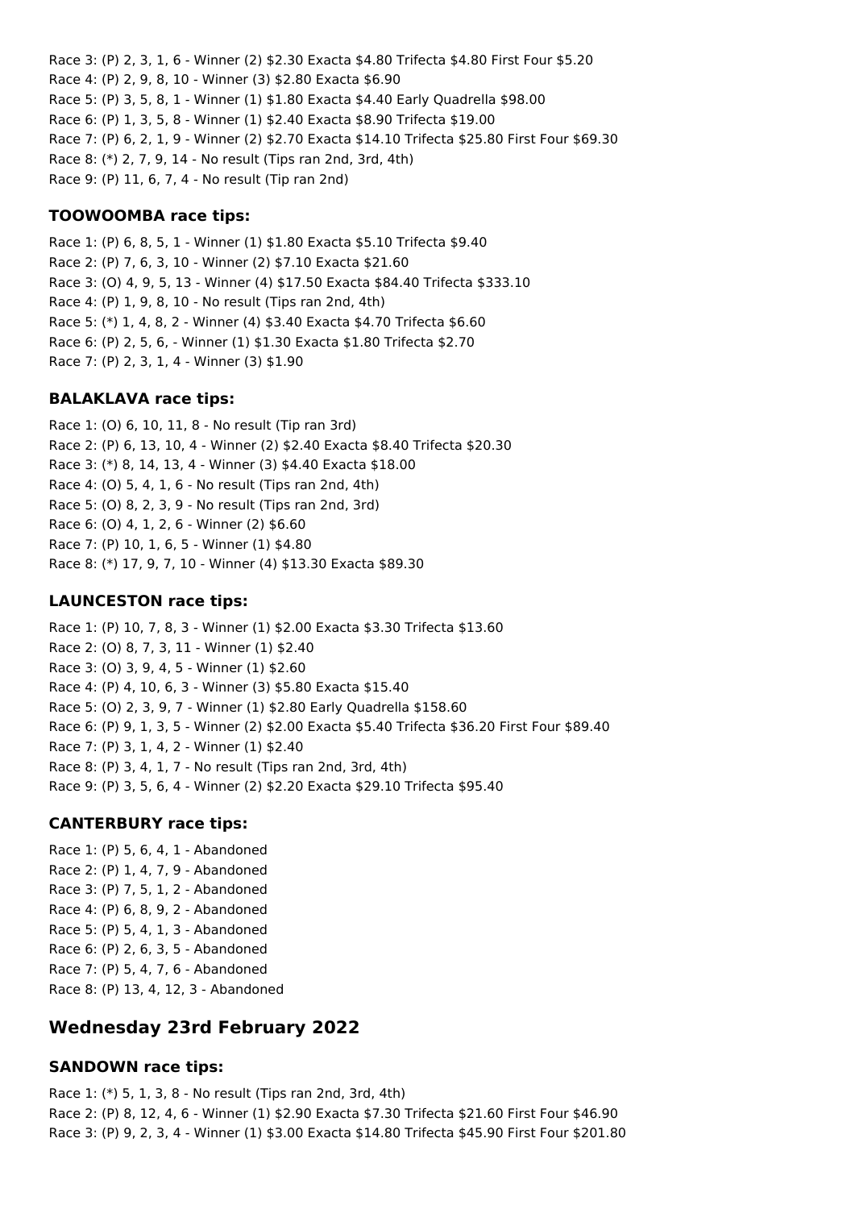Race 3: (P) 2, 3, 1, 6 - Winner (2) $2.30 Exacta $4.80 Trifecta $4.80 First Four $5.20
Race 4: (P) 2, 9, 8, 10 - Winner (3) $2.80 Exacta $6.90
Race 5: (P) 3, 5, 8, 1 - Winner (1) $1.80 Exacta $4.40 Early Quadrella $98.00
Race 6: (P) 1, 3, 5, 8 - Winner (1) $2.40 Exacta $8.90 Trifecta $19.00
Race 7: (P) 6, 2, 1, 9 - Winner (2) $2.70 Exacta $14.10 Trifecta $25.80 First Four $69.30
Race 8: (*) 2, 7, 9, 14 - No result (Tips ran 2nd, 3rd, 4th)
Race 9: (P) 11, 6, 7, 4 - No result (Tip ran 2nd)

### TOOWOOMBA race tips:

Race 1: (P) 6, 8, 5, 1 - Winner (1) $1.80 Exacta $5.10 Trifecta $9.40
Race 2: (P) 7, 6, 3, 10 - Winner (2) $7.10 Exacta $21.60
Race 3: (O) 4, 9, 5, 13 - Winner (4) $17.50 Exacta $84.40 Trifecta $333.10
Race 4: (P) 1, 9, 8, 10 - No result (Tips ran 2nd, 4th)
Race 5: (*) 1, 4, 8, 2 - Winner (4) $3.40 Exacta $4.70 Trifecta $6.60
Race 6: (P) 2, 5, 6, - Winner (1) $1.30 Exacta $1.80 Trifecta $2.70
Race 7: (P) 2, 3, 1, 4 - Winner (3) $1.90

### BALAKLAVA race tips:

Race 1: (O) 6, 10, 11, 8 - No result (Tip ran 3rd)
Race 2: (P) 6, 13, 10, 4 - Winner (2) $2.40 Exacta $8.40 Trifecta $20.30
Race 3: (*) 8, 14, 13, 4 - Winner (3) $4.40 Exacta $18.00
Race 4: (O) 5, 4, 1, 6 - No result (Tips ran 2nd, 4th)
Race 5: (O) 8, 2, 3, 9 - No result (Tips ran 2nd, 3rd)
Race 6: (O) 4, 1, 2, 6 - Winner (2) $6.60
Race 7: (P) 10, 1, 6, 5 - Winner (1) $4.80
Race 8: (*) 17, 9, 7, 10 - Winner (4) $13.30 Exacta $89.30

### LAUNCESTON race tips:

Race 1: (P) 10, 7, 8, 3 - Winner (1) $2.00 Exacta $3.30 Trifecta $13.60
Race 2: (O) 8, 7, 3, 11 - Winner (1) $2.40
Race 3: (O) 3, 9, 4, 5 - Winner (1) $2.60
Race 4: (P) 4, 10, 6, 3 - Winner (3) $5.80 Exacta $15.40
Race 5: (O) 2, 3, 9, 7 - Winner (1) $2.80 Early Quadrella $158.60
Race 6: (P) 9, 1, 3, 5 - Winner (2) $2.00 Exacta $5.40 Trifecta $36.20 First Four $89.40
Race 7: (P) 3, 1, 4, 2 - Winner (1) $2.40
Race 8: (P) 3, 4, 1, 7 - No result (Tips ran 2nd, 3rd, 4th)
Race 9: (P) 3, 5, 6, 4 - Winner (2) $2.20 Exacta $29.10 Trifecta $95.40

### CANTERBURY race tips:

Race 1: (P) 5, 6, 4, 1 - Abandoned
Race 2: (P) 1, 4, 7, 9 - Abandoned
Race 3: (P) 7, 5, 1, 2 - Abandoned
Race 4: (P) 6, 8, 9, 2 - Abandoned
Race 5: (P) 5, 4, 1, 3 - Abandoned
Race 6: (P) 2, 6, 3, 5 - Abandoned
Race 7: (P) 5, 4, 7, 6 - Abandoned
Race 8: (P) 13, 4, 12, 3 - Abandoned

## Wednesday 23rd February 2022

### SANDOWN race tips:

Race 1: (*) 5, 1, 3, 8 - No result (Tips ran 2nd, 3rd, 4th)
Race 2: (P) 8, 12, 4, 6 - Winner (1) $2.90 Exacta $7.30 Trifecta $21.60 First Four $46.90
Race 3: (P) 9, 2, 3, 4 - Winner (1) $3.00 Exacta $14.80 Trifecta $45.90 First Four $201.80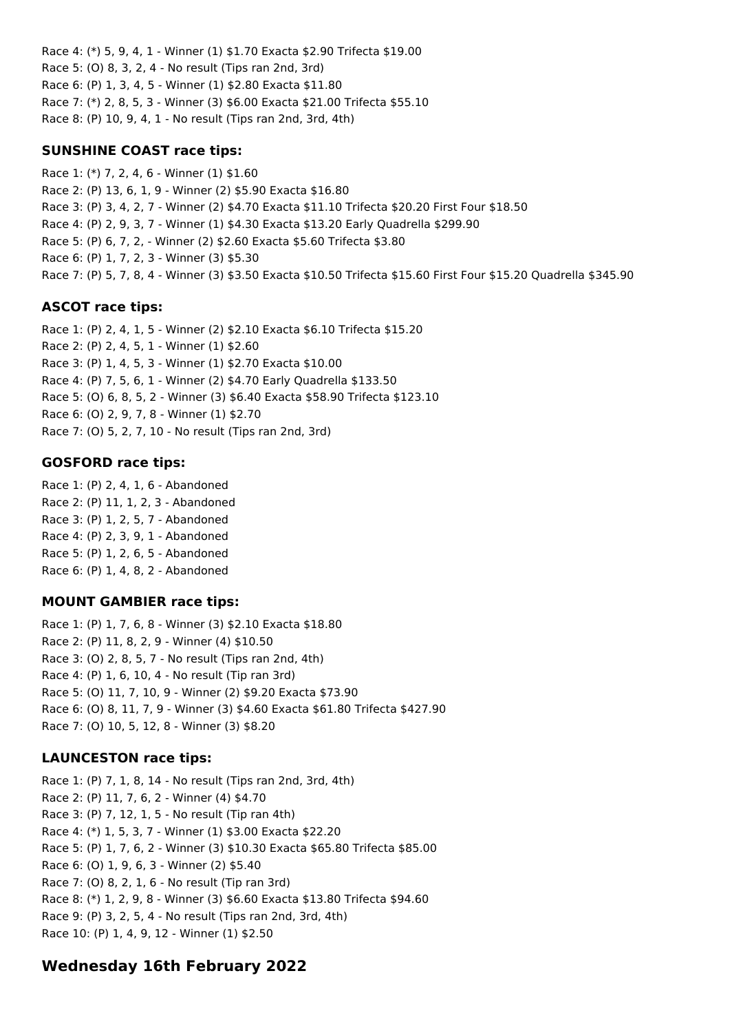Race 4: (*) 5, 9, 4, 1 - Winner (1) $1.70 Exacta $2.90 Trifecta $19.00
Race 5: (O) 8, 3, 2, 4 - No result (Tips ran 2nd, 3rd)
Race 6: (P) 1, 3, 4, 5 - Winner (1) $2.80 Exacta $11.80
Race 7: (*) 2, 8, 5, 3 - Winner (3) $6.00 Exacta $21.00 Trifecta $55.10
Race 8: (P) 10, 9, 4, 1 - No result (Tips ran 2nd, 3rd, 4th)

### SUNSHINE COAST race tips:

Race 1: (*) 7, 2, 4, 6 - Winner (1) $1.60
Race 2: (P) 13, 6, 1, 9 - Winner (2) $5.90 Exacta $16.80
Race 3: (P) 3, 4, 2, 7 - Winner (2) $4.70 Exacta $11.10 Trifecta $20.20 First Four $18.50
Race 4: (P) 2, 9, 3, 7 - Winner (1) $4.30 Exacta $13.20 Early Quadrella $299.90
Race 5: (P) 6, 7, 2, - Winner (2) $2.60 Exacta $5.60 Trifecta $3.80
Race 6: (P) 1, 7, 2, 3 - Winner (3) $5.30
Race 7: (P) 5, 7, 8, 4 - Winner (3) $3.50 Exacta $10.50 Trifecta $15.60 First Four $15.20 Quadrella $345.90

### ASCOT race tips:

Race 1: (P) 2, 4, 1, 5 - Winner (2) $2.10 Exacta $6.10 Trifecta $15.20
Race 2: (P) 2, 4, 5, 1 - Winner (1) $2.60
Race 3: (P) 1, 4, 5, 3 - Winner (1) $2.70 Exacta $10.00
Race 4: (P) 7, 5, 6, 1 - Winner (2) $4.70 Early Quadrella $133.50
Race 5: (O) 6, 8, 5, 2 - Winner (3) $6.40 Exacta $58.90 Trifecta $123.10
Race 6: (O) 2, 9, 7, 8 - Winner (1) $2.70
Race 7: (O) 5, 2, 7, 10 - No result (Tips ran 2nd, 3rd)

### GOSFORD race tips:

Race 1: (P) 2, 4, 1, 6 - Abandoned
Race 2: (P) 11, 1, 2, 3 - Abandoned
Race 3: (P) 1, 2, 5, 7 - Abandoned
Race 4: (P) 2, 3, 9, 1 - Abandoned
Race 5: (P) 1, 2, 6, 5 - Abandoned
Race 6: (P) 1, 4, 8, 2 - Abandoned

### MOUNT GAMBIER race tips:

Race 1: (P) 1, 7, 6, 8 - Winner (3) $2.10 Exacta $18.80
Race 2: (P) 11, 8, 2, 9 - Winner (4) $10.50
Race 3: (O) 2, 8, 5, 7 - No result (Tips ran 2nd, 4th)
Race 4: (P) 1, 6, 10, 4 - No result (Tip ran 3rd)
Race 5: (O) 11, 7, 10, 9 - Winner (2) $9.20 Exacta $73.90
Race 6: (O) 8, 11, 7, 9 - Winner (3) $4.60 Exacta $61.80 Trifecta $427.90
Race 7: (O) 10, 5, 12, 8 - Winner (3) $8.20

### LAUNCESTON race tips:

Race 1: (P) 7, 1, 8, 14 - No result (Tips ran 2nd, 3rd, 4th)
Race 2: (P) 11, 7, 6, 2 - Winner (4) $4.70
Race 3: (P) 7, 12, 1, 5 - No result (Tip ran 4th)
Race 4: (*) 1, 5, 3, 7 - Winner (1) $3.00 Exacta $22.20
Race 5: (P) 1, 7, 6, 2 - Winner (3) $10.30 Exacta $65.80 Trifecta $85.00
Race 6: (O) 1, 9, 6, 3 - Winner (2) $5.40
Race 7: (O) 8, 2, 1, 6 - No result (Tip ran 3rd)
Race 8: (*) 1, 2, 9, 8 - Winner (3) $6.60 Exacta $13.80 Trifecta $94.60
Race 9: (P) 3, 2, 5, 4 - No result (Tips ran 2nd, 3rd, 4th)
Race 10: (P) 1, 4, 9, 12 - Winner (1) $2.50

## Wednesday 16th February 2022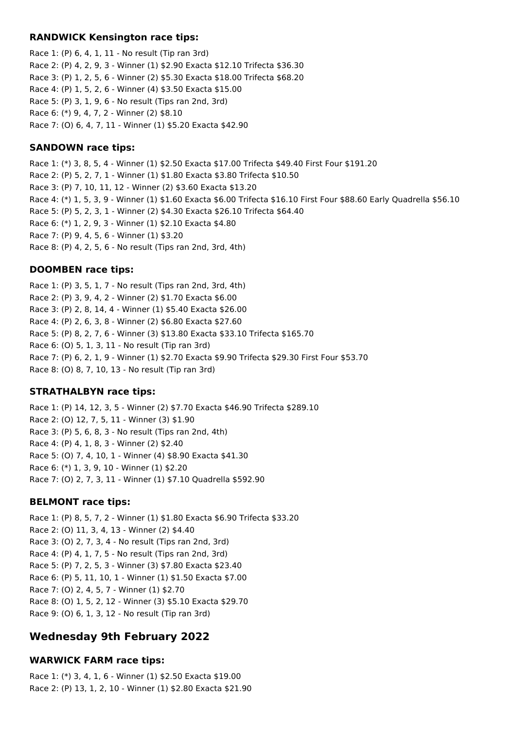### RANDWICK Kensington race tips:

Race 1: (P) 6, 4, 1, 11 - No result (Tip ran 3rd)
Race 2: (P) 4, 2, 9, 3 - Winner (1) $2.90 Exacta $12.10 Trifecta $36.30
Race 3: (P) 1, 2, 5, 6 - Winner (2) $5.30 Exacta $18.00 Trifecta $68.20
Race 4: (P) 1, 5, 2, 6 - Winner (4) $3.50 Exacta $15.00
Race 5: (P) 3, 1, 9, 6 - No result (Tips ran 2nd, 3rd)
Race 6: (*) 9, 4, 7, 2 - Winner (2) $8.10
Race 7: (O) 6, 4, 7, 11 - Winner (1) $5.20 Exacta $42.90

### SANDOWN race tips:

Race 1: (*) 3, 8, 5, 4 - Winner (1) $2.50 Exacta $17.00 Trifecta $49.40 First Four $191.20
Race 2: (P) 5, 2, 7, 1 - Winner (1) $1.80 Exacta $3.80 Trifecta $10.50
Race 3: (P) 7, 10, 11, 12 - Winner (2) $3.60 Exacta $13.20
Race 4: (*) 1, 5, 3, 9 - Winner (1) $1.60 Exacta $6.00 Trifecta $16.10 First Four $88.60 Early Quadrella $56.10
Race 5: (P) 5, 2, 3, 1 - Winner (2) $4.30 Exacta $26.10 Trifecta $64.40
Race 6: (*) 1, 2, 9, 3 - Winner (1) $2.10 Exacta $4.80
Race 7: (P) 9, 4, 5, 6 - Winner (1) $3.20
Race 8: (P) 4, 2, 5, 6 - No result (Tips ran 2nd, 3rd, 4th)

### DOOMBEN race tips:

Race 1: (P) 3, 5, 1, 7 - No result (Tips ran 2nd, 3rd, 4th)
Race 2: (P) 3, 9, 4, 2 - Winner (2) $1.70 Exacta $6.00
Race 3: (P) 2, 8, 14, 4 - Winner (1) $5.40 Exacta $26.00
Race 4: (P) 2, 6, 3, 8 - Winner (2) $6.80 Exacta $27.60
Race 5: (P) 8, 2, 7, 6 - Winner (3) $13.80 Exacta $33.10 Trifecta $165.70
Race 6: (O) 5, 1, 3, 11 - No result (Tip ran 3rd)
Race 7: (P) 6, 2, 1, 9 - Winner (1) $2.70 Exacta $9.90 Trifecta $29.30 First Four $53.70
Race 8: (O) 8, 7, 10, 13 - No result (Tip ran 3rd)

### STRATHALBYN race tips:

Race 1: (P) 14, 12, 3, 5 - Winner (2) $7.70 Exacta $46.90 Trifecta $289.10
Race 2: (O) 12, 7, 5, 11 - Winner (3) $1.90
Race 3: (P) 5, 6, 8, 3 - No result (Tips ran 2nd, 4th)
Race 4: (P) 4, 1, 8, 3 - Winner (2) $2.40
Race 5: (O) 7, 4, 10, 1 - Winner (4) $8.90 Exacta $41.30
Race 6: (*) 1, 3, 9, 10 - Winner (1) $2.20
Race 7: (O) 2, 7, 3, 11 - Winner (1) $7.10 Quadrella $592.90

### BELMONT race tips:

Race 1: (P) 8, 5, 7, 2 - Winner (1) $1.80 Exacta $6.90 Trifecta $33.20
Race 2: (O) 11, 3, 4, 13 - Winner (2) $4.40
Race 3: (O) 2, 7, 3, 4 - No result (Tips ran 2nd, 3rd)
Race 4: (P) 4, 1, 7, 5 - No result (Tips ran 2nd, 3rd)
Race 5: (P) 7, 2, 5, 3 - Winner (3) $7.80 Exacta $23.40
Race 6: (P) 5, 11, 10, 1 - Winner (1) $1.50 Exacta $7.00
Race 7: (O) 2, 4, 5, 7 - Winner (1) $2.70
Race 8: (O) 1, 5, 2, 12 - Winner (3) $5.10 Exacta $29.70
Race 9: (O) 6, 1, 3, 12 - No result (Tip ran 3rd)

## Wednesday 9th February 2022

### WARWICK FARM race tips:

Race 1: (*) 3, 4, 1, 6 - Winner (1) $2.50 Exacta $19.00
Race 2: (P) 13, 1, 2, 10 - Winner (1) $2.80 Exacta $21.90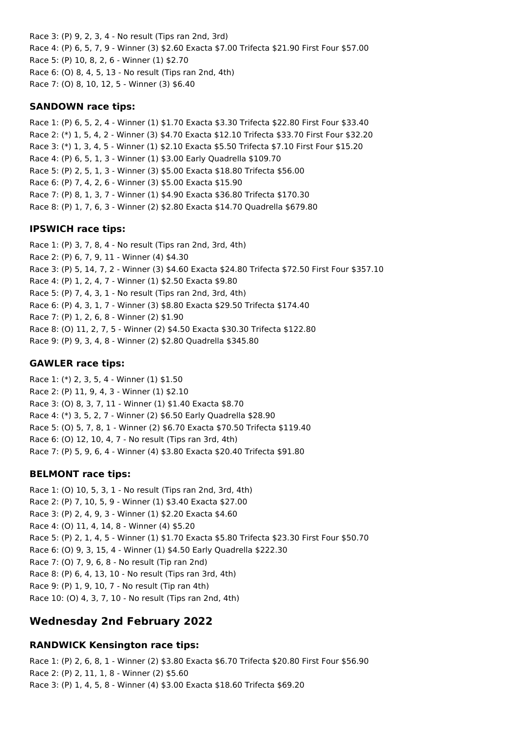Race 3: (P) 9, 2, 3, 4 - No result (Tips ran 2nd, 3rd)
Race 4: (P) 6, 5, 7, 9 - Winner (3) $2.60 Exacta $7.00 Trifecta $21.90 First Four $57.00
Race 5: (P) 10, 8, 2, 6 - Winner (1) $2.70
Race 6: (O) 8, 4, 5, 13 - No result (Tips ran 2nd, 4th)
Race 7: (O) 8, 10, 12, 5 - Winner (3) $6.40

### SANDOWN race tips:

Race 1: (P) 6, 5, 2, 4 - Winner (1) $1.70 Exacta $3.30 Trifecta $22.80 First Four $33.40
Race 2: (*) 1, 5, 4, 2 - Winner (3) $4.70 Exacta $12.10 Trifecta $33.70 First Four $32.20
Race 3: (*) 1, 3, 4, 5 - Winner (1) $2.10 Exacta $5.50 Trifecta $7.10 First Four $15.20
Race 4: (P) 6, 5, 1, 3 - Winner (1) $3.00 Early Quadrella $109.70
Race 5: (P) 2, 5, 1, 3 - Winner (3) $5.00 Exacta $18.80 Trifecta $56.00
Race 6: (P) 7, 4, 2, 6 - Winner (3) $5.00 Exacta $15.90
Race 7: (P) 8, 1, 3, 7 - Winner (1) $4.90 Exacta $36.80 Trifecta $170.30
Race 8: (P) 1, 7, 6, 3 - Winner (2) $2.80 Exacta $14.70 Quadrella $679.80

### IPSWICH race tips:

Race 1: (P) 3, 7, 8, 4 - No result (Tips ran 2nd, 3rd, 4th)
Race 2: (P) 6, 7, 9, 11 - Winner (4) $4.30
Race 3: (P) 5, 14, 7, 2 - Winner (3) $4.60 Exacta $24.80 Trifecta $72.50 First Four $357.10
Race 4: (P) 1, 2, 4, 7 - Winner (1) $2.50 Exacta $9.80
Race 5: (P) 7, 4, 3, 1 - No result (Tips ran 2nd, 3rd, 4th)
Race 6: (P) 4, 3, 1, 7 - Winner (3) $8.80 Exacta $29.50 Trifecta $174.40
Race 7: (P) 1, 2, 6, 8 - Winner (2) $1.90
Race 8: (O) 11, 2, 7, 5 - Winner (2) $4.50 Exacta $30.30 Trifecta $122.80
Race 9: (P) 9, 3, 4, 8 - Winner (2) $2.80 Quadrella $345.80

### GAWLER race tips:

Race 1: (*) 2, 3, 5, 4 - Winner (1) $1.50
Race 2: (P) 11, 9, 4, 3 - Winner (1) $2.10
Race 3: (O) 8, 3, 7, 11 - Winner (1) $1.40 Exacta $8.70
Race 4: (*) 3, 5, 2, 7 - Winner (2) $6.50 Early Quadrella $28.90
Race 5: (O) 5, 7, 8, 1 - Winner (2) $6.70 Exacta $70.50 Trifecta $119.40
Race 6: (O) 12, 10, 4, 7 - No result (Tips ran 3rd, 4th)
Race 7: (P) 5, 9, 6, 4 - Winner (4) $3.80 Exacta $20.40 Trifecta $91.80

### BELMONT race tips:

Race 1: (O) 10, 5, 3, 1 - No result (Tips ran 2nd, 3rd, 4th)
Race 2: (P) 7, 10, 5, 9 - Winner (1) $3.40 Exacta $27.00
Race 3: (P) 2, 4, 9, 3 - Winner (1) $2.20 Exacta $4.60
Race 4: (O) 11, 4, 14, 8 - Winner (4) $5.20
Race 5: (P) 2, 1, 4, 5 - Winner (1) $1.70 Exacta $5.80 Trifecta $23.30 First Four $50.70
Race 6: (O) 9, 3, 15, 4 - Winner (1) $4.50 Early Quadrella $222.30
Race 7: (O) 7, 9, 6, 8 - No result (Tip ran 2nd)
Race 8: (P) 6, 4, 13, 10 - No result (Tips ran 3rd, 4th)
Race 9: (P) 1, 9, 10, 7 - No result (Tip ran 4th)
Race 10: (O) 4, 3, 7, 10 - No result (Tips ran 2nd, 4th)

## Wednesday 2nd February 2022

### RANDWICK Kensington race tips:

Race 1: (P) 2, 6, 8, 1 - Winner (2) $3.80 Exacta $6.70 Trifecta $20.80 First Four $56.90
Race 2: (P) 2, 11, 1, 8 - Winner (2) $5.60
Race 3: (P) 1, 4, 5, 8 - Winner (4) $3.00 Exacta $18.60 Trifecta $69.20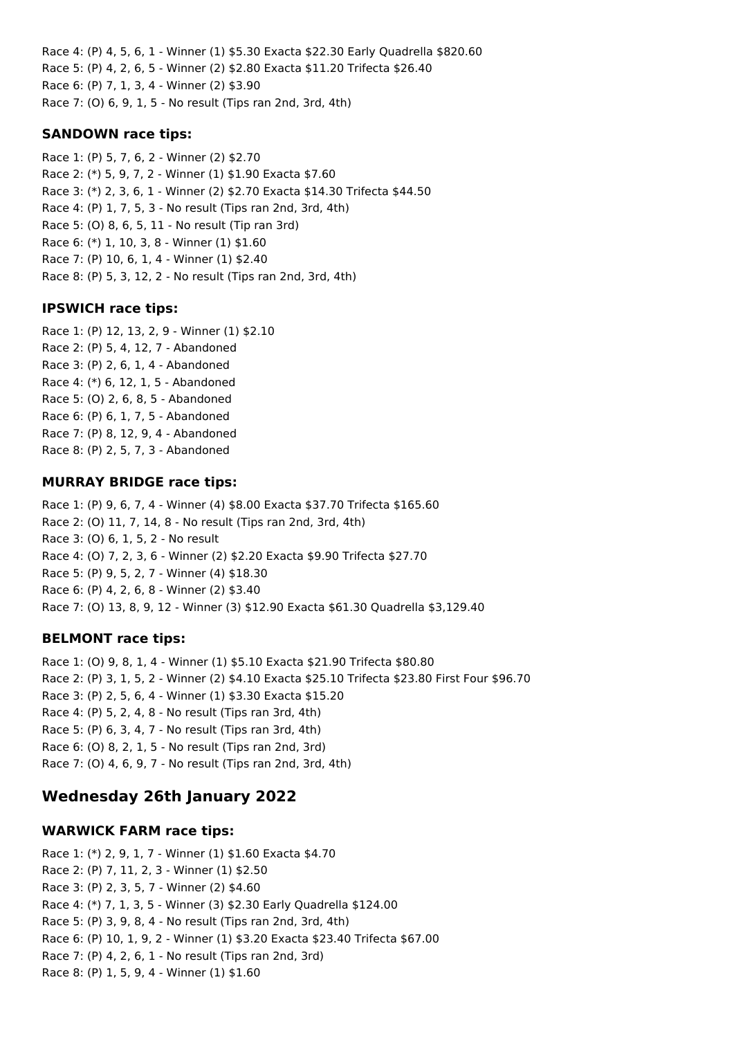Race 4: (P) 4, 5, 6, 1 - Winner (1) $5.30 Exacta $22.30 Early Quadrella $820.60
Race 5: (P) 4, 2, 6, 5 - Winner (2) $2.80 Exacta $11.20 Trifecta $26.40
Race 6: (P) 7, 1, 3, 4 - Winner (2) $3.90
Race 7: (O) 6, 9, 1, 5 - No result (Tips ran 2nd, 3rd, 4th)

### SANDOWN race tips:

Race 1: (P) 5, 7, 6, 2 - Winner (2) $2.70
Race 2: (*) 5, 9, 7, 2 - Winner (1) $1.90 Exacta $7.60
Race 3: (*) 2, 3, 6, 1 - Winner (2) $2.70 Exacta $14.30 Trifecta $44.50
Race 4: (P) 1, 7, 5, 3 - No result (Tips ran 2nd, 3rd, 4th)
Race 5: (O) 8, 6, 5, 11 - No result (Tip ran 3rd)
Race 6: (*) 1, 10, 3, 8 - Winner (1) $1.60
Race 7: (P) 10, 6, 1, 4 - Winner (1) $2.40
Race 8: (P) 5, 3, 12, 2 - No result (Tips ran 2nd, 3rd, 4th)

### IPSWICH race tips:

Race 1: (P) 12, 13, 2, 9 - Winner (1) $2.10
Race 2: (P) 5, 4, 12, 7 - Abandoned
Race 3: (P) 2, 6, 1, 4 - Abandoned
Race 4: (*) 6, 12, 1, 5 - Abandoned
Race 5: (O) 2, 6, 8, 5 - Abandoned
Race 6: (P) 6, 1, 7, 5 - Abandoned
Race 7: (P) 8, 12, 9, 4 - Abandoned
Race 8: (P) 2, 5, 7, 3 - Abandoned

### MURRAY BRIDGE race tips:

Race 1: (P) 9, 6, 7, 4 - Winner (4) $8.00 Exacta $37.70 Trifecta $165.60
Race 2: (O) 11, 7, 14, 8 - No result (Tips ran 2nd, 3rd, 4th)
Race 3: (O) 6, 1, 5, 2 - No result
Race 4: (O) 7, 2, 3, 6 - Winner (2) $2.20 Exacta $9.90 Trifecta $27.70
Race 5: (P) 9, 5, 2, 7 - Winner (4) $18.30
Race 6: (P) 4, 2, 6, 8 - Winner (2) $3.40
Race 7: (O) 13, 8, 9, 12 - Winner (3) $12.90 Exacta $61.30 Quadrella $3,129.40

### BELMONT race tips:

Race 1: (O) 9, 8, 1, 4 - Winner (1) $5.10 Exacta $21.90 Trifecta $80.80
Race 2: (P) 3, 1, 5, 2 - Winner (2) $4.10 Exacta $25.10 Trifecta $23.80 First Four $96.70
Race 3: (P) 2, 5, 6, 4 - Winner (1) $3.30 Exacta $15.20
Race 4: (P) 5, 2, 4, 8 - No result (Tips ran 3rd, 4th)
Race 5: (P) 6, 3, 4, 7 - No result (Tips ran 3rd, 4th)
Race 6: (O) 8, 2, 1, 5 - No result (Tips ran 2nd, 3rd)
Race 7: (O) 4, 6, 9, 7 - No result (Tips ran 2nd, 3rd, 4th)

## Wednesday 26th January 2022

### WARWICK FARM race tips:

Race 1: (*) 2, 9, 1, 7 - Winner (1) $1.60 Exacta $4.70
Race 2: (P) 7, 11, 2, 3 - Winner (1) $2.50
Race 3: (P) 2, 3, 5, 7 - Winner (2) $4.60
Race 4: (*) 7, 1, 3, 5 - Winner (3) $2.30 Early Quadrella $124.00
Race 5: (P) 3, 9, 8, 4 - No result (Tips ran 2nd, 3rd, 4th)
Race 6: (P) 10, 1, 9, 2 - Winner (1) $3.20 Exacta $23.40 Trifecta $67.00
Race 7: (P) 4, 2, 6, 1 - No result (Tips ran 2nd, 3rd)
Race 8: (P) 1, 5, 9, 4 - Winner (1) $1.60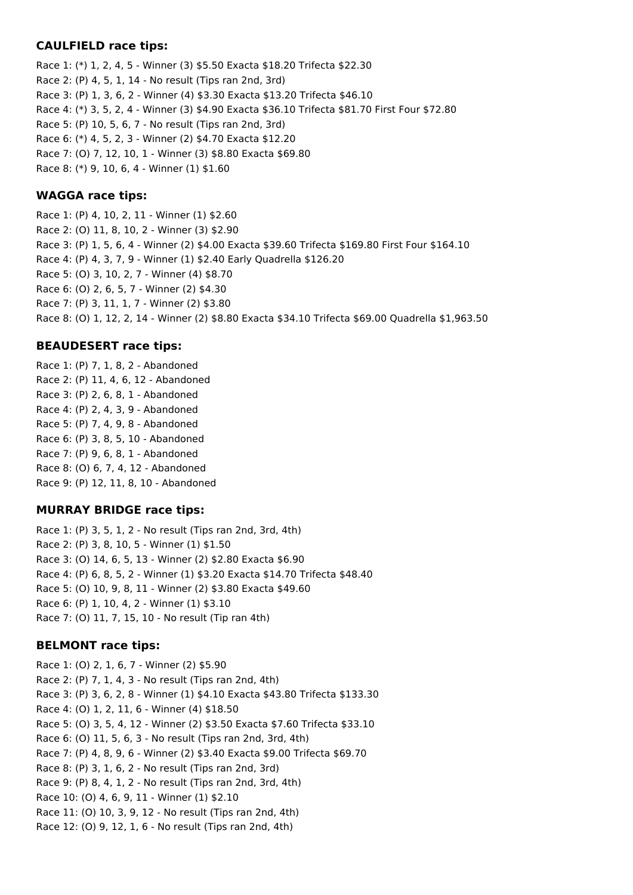### CAULFIELD race tips:

Race 1: (*) 1, 2, 4, 5 - Winner (3) $5.50 Exacta $18.20 Trifecta $22.30
Race 2: (P) 4, 5, 1, 14 - No result (Tips ran 2nd, 3rd)
Race 3: (P) 1, 3, 6, 2 - Winner (4) $3.30 Exacta $13.20 Trifecta $46.10
Race 4: (*) 3, 5, 2, 4 - Winner (3) $4.90 Exacta $36.10 Trifecta $81.70 First Four $72.80
Race 5: (P) 10, 5, 6, 7 - No result (Tips ran 2nd, 3rd)
Race 6: (*) 4, 5, 2, 3 - Winner (2) $4.70 Exacta $12.20
Race 7: (O) 7, 12, 10, 1 - Winner (3) $8.80 Exacta $69.80
Race 8: (*) 9, 10, 6, 4 - Winner (1) $1.60

### WAGGA race tips:

Race 1: (P) 4, 10, 2, 11 - Winner (1) $2.60
Race 2: (O) 11, 8, 10, 2 - Winner (3) $2.90
Race 3: (P) 1, 5, 6, 4 - Winner (2) $4.00 Exacta $39.60 Trifecta $169.80 First Four $164.10
Race 4: (P) 4, 3, 7, 9 - Winner (1) $2.40 Early Quadrella $126.20
Race 5: (O) 3, 10, 2, 7 - Winner (4) $8.70
Race 6: (O) 2, 6, 5, 7 - Winner (2) $4.30
Race 7: (P) 3, 11, 1, 7 - Winner (2) $3.80
Race 8: (O) 1, 12, 2, 14 - Winner (2) $8.80 Exacta $34.10 Trifecta $69.00 Quadrella $1,963.50

### BEAUDESERT race tips:

Race 1: (P) 7, 1, 8, 2 - Abandoned
Race 2: (P) 11, 4, 6, 12 - Abandoned
Race 3: (P) 2, 6, 8, 1 - Abandoned
Race 4: (P) 2, 4, 3, 9 - Abandoned
Race 5: (P) 7, 4, 9, 8 - Abandoned
Race 6: (P) 3, 8, 5, 10 - Abandoned
Race 7: (P) 9, 6, 8, 1 - Abandoned
Race 8: (O) 6, 7, 4, 12 - Abandoned
Race 9: (P) 12, 11, 8, 10 - Abandoned

### MURRAY BRIDGE race tips:

Race 1: (P) 3, 5, 1, 2 - No result (Tips ran 2nd, 3rd, 4th)
Race 2: (P) 3, 8, 10, 5 - Winner (1) $1.50
Race 3: (O) 14, 6, 5, 13 - Winner (2) $2.80 Exacta $6.90
Race 4: (P) 6, 8, 5, 2 - Winner (1) $3.20 Exacta $14.70 Trifecta $48.40
Race 5: (O) 10, 9, 8, 11 - Winner (2) $3.80 Exacta $49.60
Race 6: (P) 1, 10, 4, 2 - Winner (1) $3.10
Race 7: (O) 11, 7, 15, 10 - No result (Tip ran 4th)

### BELMONT race tips:

Race 1: (O) 2, 1, 6, 7 - Winner (2) $5.90
Race 2: (P) 7, 1, 4, 3 - No result (Tips ran 2nd, 4th)
Race 3: (P) 3, 6, 2, 8 - Winner (1) $4.10 Exacta $43.80 Trifecta $133.30
Race 4: (O) 1, 2, 11, 6 - Winner (4) $18.50
Race 5: (O) 3, 5, 4, 12 - Winner (2) $3.50 Exacta $7.60 Trifecta $33.10
Race 6: (O) 11, 5, 6, 3 - No result (Tips ran 2nd, 3rd, 4th)
Race 7: (P) 4, 8, 9, 6 - Winner (2) $3.40 Exacta $9.00 Trifecta $69.70
Race 8: (P) 3, 1, 6, 2 - No result (Tips ran 2nd, 3rd)
Race 9: (P) 8, 4, 1, 2 - No result (Tips ran 2nd, 3rd, 4th)
Race 10: (O) 4, 6, 9, 11 - Winner (1) $2.10
Race 11: (O) 10, 3, 9, 12 - No result (Tips ran 2nd, 4th)
Race 12: (O) 9, 12, 1, 6 - No result (Tips ran 2nd, 4th)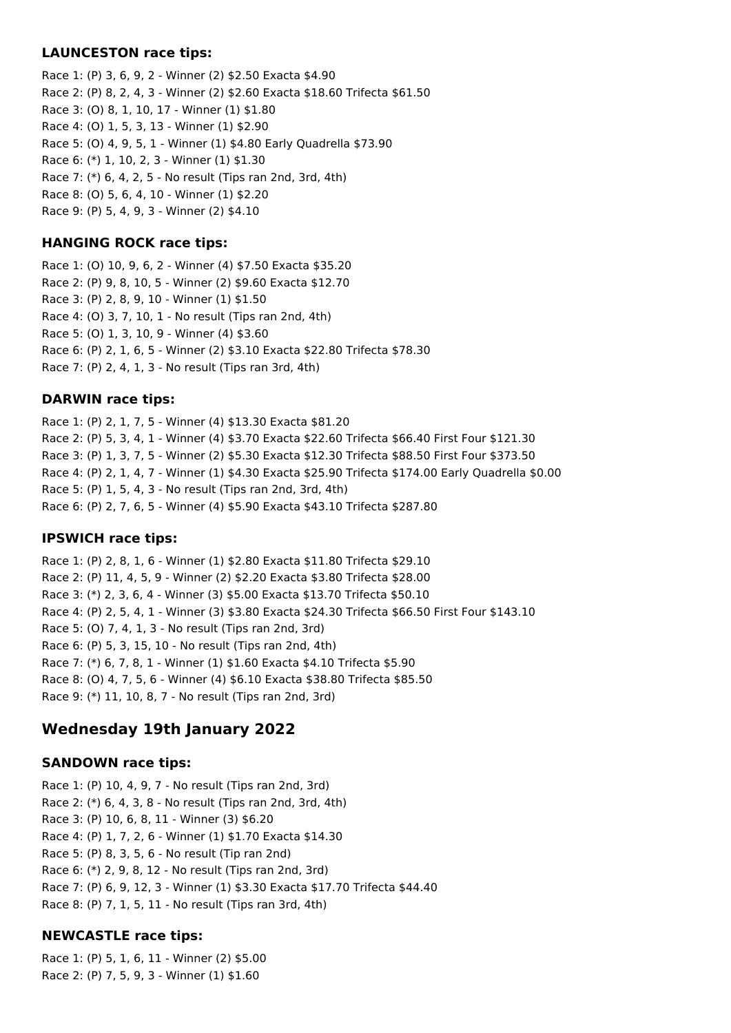### LAUNCESTON race tips:

Race 1: (P) 3, 6, 9, 2 - Winner (2) $2.50 Exacta $4.90
Race 2: (P) 8, 2, 4, 3 - Winner (2) $2.60 Exacta $18.60 Trifecta $61.50
Race 3: (O) 8, 1, 10, 17 - Winner (1) $1.80
Race 4: (O) 1, 5, 3, 13 - Winner (1) $2.90
Race 5: (O) 4, 9, 5, 1 - Winner (1) $4.80 Early Quadrella $73.90
Race 6: (*) 1, 10, 2, 3 - Winner (1) $1.30
Race 7: (*) 6, 4, 2, 5 - No result (Tips ran 2nd, 3rd, 4th)
Race 8: (O) 5, 6, 4, 10 - Winner (1) $2.20
Race 9: (P) 5, 4, 9, 3 - Winner (2) $4.10

### HANGING ROCK race tips:

Race 1: (O) 10, 9, 6, 2 - Winner (4) $7.50 Exacta $35.20
Race 2: (P) 9, 8, 10, 5 - Winner (2) $9.60 Exacta $12.70
Race 3: (P) 2, 8, 9, 10 - Winner (1) $1.50
Race 4: (O) 3, 7, 10, 1 - No result (Tips ran 2nd, 4th)
Race 5: (O) 1, 3, 10, 9 - Winner (4) $3.60
Race 6: (P) 2, 1, 6, 5 - Winner (2) $3.10 Exacta $22.80 Trifecta $78.30
Race 7: (P) 2, 4, 1, 3 - No result (Tips ran 3rd, 4th)

### DARWIN race tips:

Race 1: (P) 2, 1, 7, 5 - Winner (4) $13.30 Exacta $81.20
Race 2: (P) 5, 3, 4, 1 - Winner (4) $3.70 Exacta $22.60 Trifecta $66.40 First Four $121.30
Race 3: (P) 1, 3, 7, 5 - Winner (2) $5.30 Exacta $12.30 Trifecta $88.50 First Four $373.50
Race 4: (P) 2, 1, 4, 7 - Winner (1) $4.30 Exacta $25.90 Trifecta $174.00 Early Quadrella $0.00
Race 5: (P) 1, 5, 4, 3 - No result (Tips ran 2nd, 3rd, 4th)
Race 6: (P) 2, 7, 6, 5 - Winner (4) $5.90 Exacta $43.10 Trifecta $287.80

### IPSWICH race tips:

Race 1: (P) 2, 8, 1, 6 - Winner (1) $2.80 Exacta $11.80 Trifecta $29.10
Race 2: (P) 11, 4, 5, 9 - Winner (2) $2.20 Exacta $3.80 Trifecta $28.00
Race 3: (*) 2, 3, 6, 4 - Winner (3) $5.00 Exacta $13.70 Trifecta $50.10
Race 4: (P) 2, 5, 4, 1 - Winner (3) $3.80 Exacta $24.30 Trifecta $66.50 First Four $143.10
Race 5: (O) 7, 4, 1, 3 - No result (Tips ran 2nd, 3rd)
Race 6: (P) 5, 3, 15, 10 - No result (Tips ran 2nd, 4th)
Race 7: (*) 6, 7, 8, 1 - Winner (1) $1.60 Exacta $4.10 Trifecta $5.90
Race 8: (O) 4, 7, 5, 6 - Winner (4) $6.10 Exacta $38.80 Trifecta $85.50
Race 9: (*) 11, 10, 8, 7 - No result (Tips ran 2nd, 3rd)

## Wednesday 19th January 2022

### SANDOWN race tips:

Race 1: (P) 10, 4, 9, 7 - No result (Tips ran 2nd, 3rd)
Race 2: (*) 6, 4, 3, 8 - No result (Tips ran 2nd, 3rd, 4th)
Race 3: (P) 10, 6, 8, 11 - Winner (3) $6.20
Race 4: (P) 1, 7, 2, 6 - Winner (1) $1.70 Exacta $14.30
Race 5: (P) 8, 3, 5, 6 - No result (Tip ran 2nd)
Race 6: (*) 2, 9, 8, 12 - No result (Tips ran 2nd, 3rd)
Race 7: (P) 6, 9, 12, 3 - Winner (1) $3.30 Exacta $17.70 Trifecta $44.40
Race 8: (P) 7, 1, 5, 11 - No result (Tips ran 3rd, 4th)

### NEWCASTLE race tips:

Race 1: (P) 5, 1, 6, 11 - Winner (2) $5.00
Race 2: (P) 7, 5, 9, 3 - Winner (1) $1.60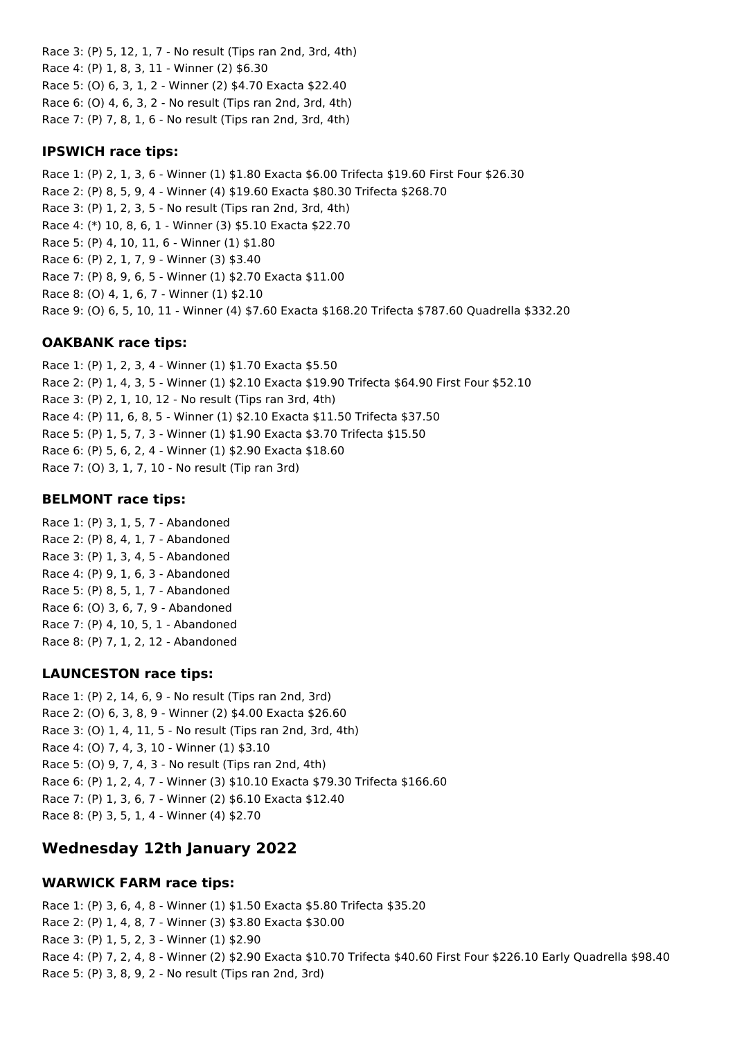Race 3: (P) 5, 12, 1, 7 - No result (Tips ran 2nd, 3rd, 4th)
Race 4: (P) 1, 8, 3, 11 - Winner (2) $6.30
Race 5: (O) 6, 3, 1, 2 - Winner (2) $4.70 Exacta $22.40
Race 6: (O) 4, 6, 3, 2 - No result (Tips ran 2nd, 3rd, 4th)
Race 7: (P) 7, 8, 1, 6 - No result (Tips ran 2nd, 3rd, 4th)

### IPSWICH race tips:

Race 1: (P) 2, 1, 3, 6 - Winner (1) $1.80 Exacta $6.00 Trifecta $19.60 First Four $26.30
Race 2: (P) 8, 5, 9, 4 - Winner (4) $19.60 Exacta $80.30 Trifecta $268.70
Race 3: (P) 1, 2, 3, 5 - No result (Tips ran 2nd, 3rd, 4th)
Race 4: (*) 10, 8, 6, 1 - Winner (3) $5.10 Exacta $22.70
Race 5: (P) 4, 10, 11, 6 - Winner (1) $1.80
Race 6: (P) 2, 1, 7, 9 - Winner (3) $3.40
Race 7: (P) 8, 9, 6, 5 - Winner (1) $2.70 Exacta $11.00
Race 8: (O) 4, 1, 6, 7 - Winner (1) $2.10
Race 9: (O) 6, 5, 10, 11 - Winner (4) $7.60 Exacta $168.20 Trifecta $787.60 Quadrella $332.20

### OAKBANK race tips:

Race 1: (P) 1, 2, 3, 4 - Winner (1) $1.70 Exacta $5.50
Race 2: (P) 1, 4, 3, 5 - Winner (1) $2.10 Exacta $19.90 Trifecta $64.90 First Four $52.10
Race 3: (P) 2, 1, 10, 12 - No result (Tips ran 3rd, 4th)
Race 4: (P) 11, 6, 8, 5 - Winner (1) $2.10 Exacta $11.50 Trifecta $37.50
Race 5: (P) 1, 5, 7, 3 - Winner (1) $1.90 Exacta $3.70 Trifecta $15.50
Race 6: (P) 5, 6, 2, 4 - Winner (1) $2.90 Exacta $18.60
Race 7: (O) 3, 1, 7, 10 - No result (Tip ran 3rd)

### BELMONT race tips:

Race 1: (P) 3, 1, 5, 7 - Abandoned
Race 2: (P) 8, 4, 1, 7 - Abandoned
Race 3: (P) 1, 3, 4, 5 - Abandoned
Race 4: (P) 9, 1, 6, 3 - Abandoned
Race 5: (P) 8, 5, 1, 7 - Abandoned
Race 6: (O) 3, 6, 7, 9 - Abandoned
Race 7: (P) 4, 10, 5, 1 - Abandoned
Race 8: (P) 7, 1, 2, 12 - Abandoned

### LAUNCESTON race tips:

Race 1: (P) 2, 14, 6, 9 - No result (Tips ran 2nd, 3rd)
Race 2: (O) 6, 3, 8, 9 - Winner (2) $4.00 Exacta $26.60
Race 3: (O) 1, 4, 11, 5 - No result (Tips ran 2nd, 3rd, 4th)
Race 4: (O) 7, 4, 3, 10 - Winner (1) $3.10
Race 5: (O) 9, 7, 4, 3 - No result (Tips ran 2nd, 4th)
Race 6: (P) 1, 2, 4, 7 - Winner (3) $10.10 Exacta $79.30 Trifecta $166.60
Race 7: (P) 1, 3, 6, 7 - Winner (2) $6.10 Exacta $12.40
Race 8: (P) 3, 5, 1, 4 - Winner (4) $2.70

## Wednesday 12th January 2022

### WARWICK FARM race tips:

Race 1: (P) 3, 6, 4, 8 - Winner (1) $1.50 Exacta $5.80 Trifecta $35.20
Race 2: (P) 1, 4, 8, 7 - Winner (3) $3.80 Exacta $30.00
Race 3: (P) 1, 5, 2, 3 - Winner (1) $2.90
Race 4: (P) 7, 2, 4, 8 - Winner (2) $2.90 Exacta $10.70 Trifecta $40.60 First Four $226.10 Early Quadrella $98.40
Race 5: (P) 3, 8, 9, 2 - No result (Tips ran 2nd, 3rd)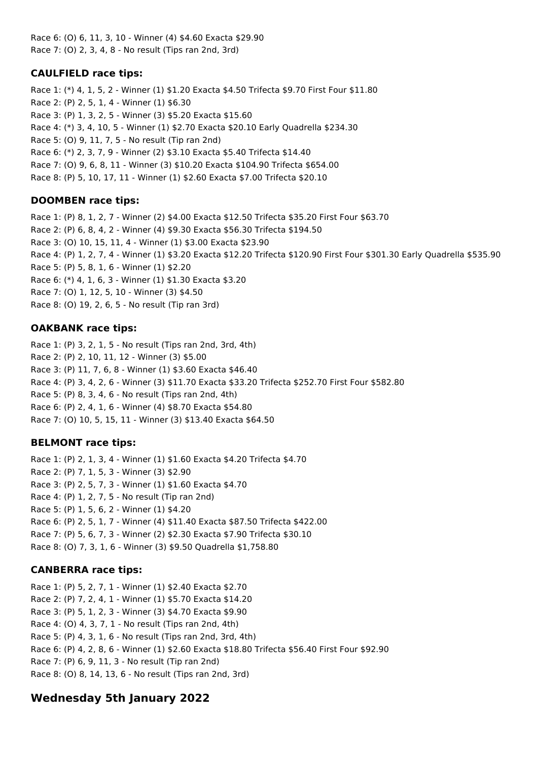Race 6: (O) 6, 11, 3, 10 - Winner (4) $4.60 Exacta $29.90
Race 7: (O) 2, 3, 4, 8 - No result (Tips ran 2nd, 3rd)

### CAULFIELD race tips:

Race 1: (*) 4, 1, 5, 2 - Winner (1) $1.20 Exacta $4.50 Trifecta $9.70 First Four $11.80
Race 2: (P) 2, 5, 1, 4 - Winner (1) $6.30
Race 3: (P) 1, 3, 2, 5 - Winner (3) $5.20 Exacta $15.60
Race 4: (*) 3, 4, 10, 5 - Winner (1) $2.70 Exacta $20.10 Early Quadrella $234.30
Race 5: (O) 9, 11, 7, 5 - No result (Tip ran 2nd)
Race 6: (*) 2, 3, 7, 9 - Winner (2) $3.10 Exacta $5.40 Trifecta $14.40
Race 7: (O) 9, 6, 8, 11 - Winner (3) $10.20 Exacta $104.90 Trifecta $654.00
Race 8: (P) 5, 10, 17, 11 - Winner (1) $2.60 Exacta $7.00 Trifecta $20.10

### DOOMBEN race tips:

Race 1: (P) 8, 1, 2, 7 - Winner (2) $4.00 Exacta $12.50 Trifecta $35.20 First Four $63.70
Race 2: (P) 6, 8, 4, 2 - Winner (4) $9.30 Exacta $56.30 Trifecta $194.50
Race 3: (O) 10, 15, 11, 4 - Winner (1) $3.00 Exacta $23.90
Race 4: (P) 1, 2, 7, 4 - Winner (1) $3.20 Exacta $12.20 Trifecta $120.90 First Four $301.30 Early Quadrella $535.90
Race 5: (P) 5, 8, 1, 6 - Winner (1) $2.20
Race 6: (*) 4, 1, 6, 3 - Winner (1) $1.30 Exacta $3.20
Race 7: (O) 1, 12, 5, 10 - Winner (3) $4.50
Race 8: (O) 19, 2, 6, 5 - No result (Tip ran 3rd)

### OAKBANK race tips:

Race 1: (P) 3, 2, 1, 5 - No result (Tips ran 2nd, 3rd, 4th)
Race 2: (P) 2, 10, 11, 12 - Winner (3) $5.00
Race 3: (P) 11, 7, 6, 8 - Winner (1) $3.60 Exacta $46.40
Race 4: (P) 3, 4, 2, 6 - Winner (3) $11.70 Exacta $33.20 Trifecta $252.70 First Four $582.80
Race 5: (P) 8, 3, 4, 6 - No result (Tips ran 2nd, 4th)
Race 6: (P) 2, 4, 1, 6 - Winner (4) $8.70 Exacta $54.80
Race 7: (O) 10, 5, 15, 11 - Winner (3) $13.40 Exacta $64.50

### BELMONT race tips:

Race 1: (P) 2, 1, 3, 4 - Winner (1) $1.60 Exacta $4.20 Trifecta $4.70
Race 2: (P) 7, 1, 5, 3 - Winner (3) $2.90
Race 3: (P) 2, 5, 7, 3 - Winner (1) $1.60 Exacta $4.70
Race 4: (P) 1, 2, 7, 5 - No result (Tip ran 2nd)
Race 5: (P) 1, 5, 6, 2 - Winner (1) $4.20
Race 6: (P) 2, 5, 1, 7 - Winner (4) $11.40 Exacta $87.50 Trifecta $422.00
Race 7: (P) 5, 6, 7, 3 - Winner (2) $2.30 Exacta $7.90 Trifecta $30.10
Race 8: (O) 7, 3, 1, 6 - Winner (3) $9.50 Quadrella $1,758.80

### CANBERRA race tips:

Race 1: (P) 5, 2, 7, 1 - Winner (1) $2.40 Exacta $2.70
Race 2: (P) 7, 2, 4, 1 - Winner (1) $5.70 Exacta $14.20
Race 3: (P) 5, 1, 2, 3 - Winner (3) $4.70 Exacta $9.90
Race 4: (O) 4, 3, 7, 1 - No result (Tips ran 2nd, 4th)
Race 5: (P) 4, 3, 1, 6 - No result (Tips ran 2nd, 3rd, 4th)
Race 6: (P) 4, 2, 8, 6 - Winner (1) $2.60 Exacta $18.80 Trifecta $56.40 First Four $92.90
Race 7: (P) 6, 9, 11, 3 - No result (Tip ran 2nd)
Race 8: (O) 8, 14, 13, 6 - No result (Tips ran 2nd, 3rd)

## Wednesday 5th January 2022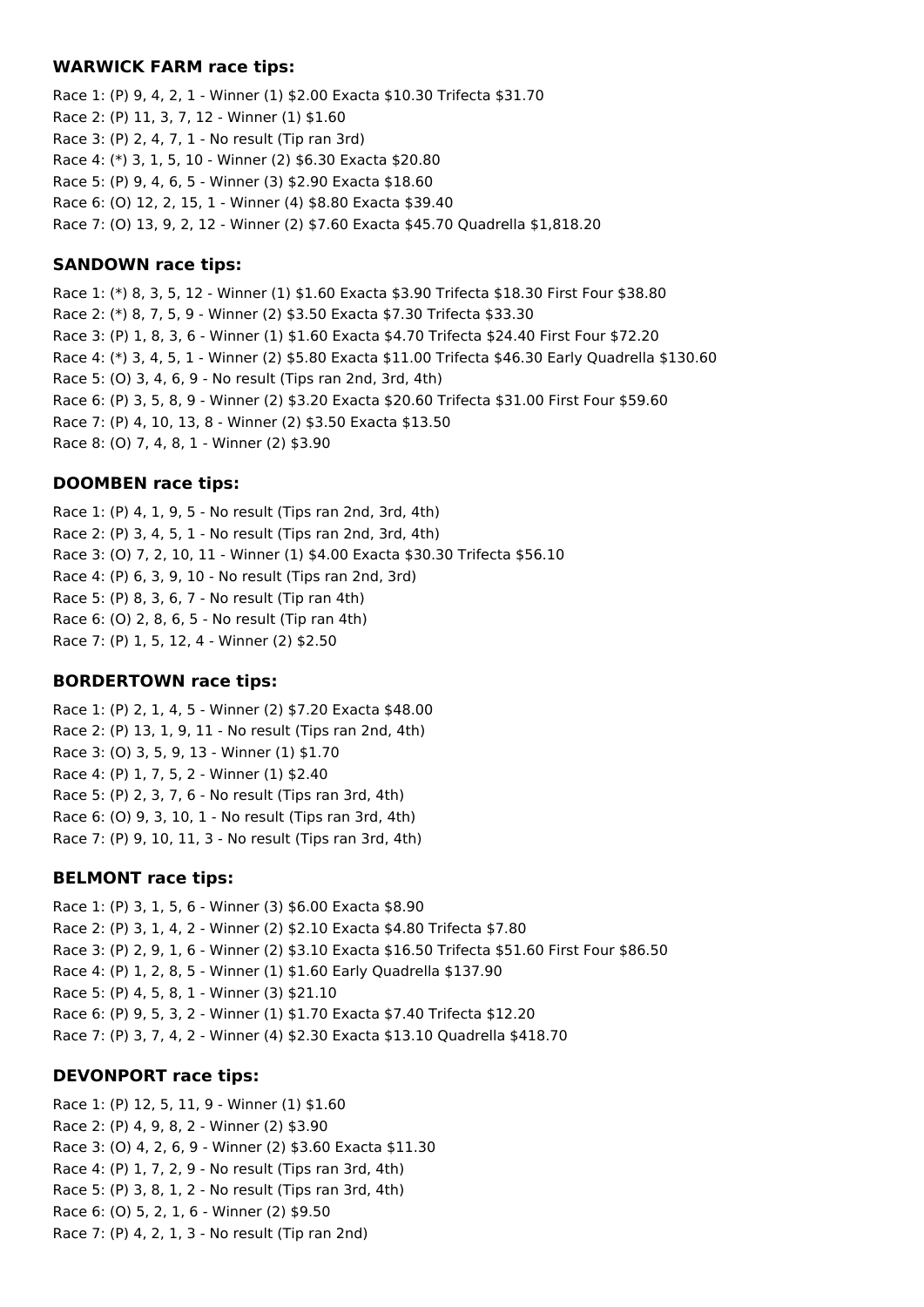### WARWICK FARM race tips:

Race 1: (P) 9, 4, 2, 1 - Winner (1) $2.00 Exacta $10.30 Trifecta $31.70
Race 2: (P) 11, 3, 7, 12 - Winner (1) $1.60
Race 3: (P) 2, 4, 7, 1 - No result (Tip ran 3rd)
Race 4: (*) 3, 1, 5, 10 - Winner (2) $6.30 Exacta $20.80
Race 5: (P) 9, 4, 6, 5 - Winner (3) $2.90 Exacta $18.60
Race 6: (O) 12, 2, 15, 1 - Winner (4) $8.80 Exacta $39.40
Race 7: (O) 13, 9, 2, 12 - Winner (2) $7.60 Exacta $45.70 Quadrella $1,818.20

### SANDOWN race tips:

Race 1: (*) 8, 3, 5, 12 - Winner (1) $1.60 Exacta $3.90 Trifecta $18.30 First Four $38.80
Race 2: (*) 8, 7, 5, 9 - Winner (2) $3.50 Exacta $7.30 Trifecta $33.30
Race 3: (P) 1, 8, 3, 6 - Winner (1) $1.60 Exacta $4.70 Trifecta $24.40 First Four $72.20
Race 4: (*) 3, 4, 5, 1 - Winner (2) $5.80 Exacta $11.00 Trifecta $46.30 Early Quadrella $130.60
Race 5: (O) 3, 4, 6, 9 - No result (Tips ran 2nd, 3rd, 4th)
Race 6: (P) 3, 5, 8, 9 - Winner (2) $3.20 Exacta $20.60 Trifecta $31.00 First Four $59.60
Race 7: (P) 4, 10, 13, 8 - Winner (2) $3.50 Exacta $13.50
Race 8: (O) 7, 4, 8, 1 - Winner (2) $3.90

### DOOMBEN race tips:

Race 1: (P) 4, 1, 9, 5 - No result (Tips ran 2nd, 3rd, 4th)
Race 2: (P) 3, 4, 5, 1 - No result (Tips ran 2nd, 3rd, 4th)
Race 3: (O) 7, 2, 10, 11 - Winner (1) $4.00 Exacta $30.30 Trifecta $56.10
Race 4: (P) 6, 3, 9, 10 - No result (Tips ran 2nd, 3rd)
Race 5: (P) 8, 3, 6, 7 - No result (Tip ran 4th)
Race 6: (O) 2, 8, 6, 5 - No result (Tip ran 4th)
Race 7: (P) 1, 5, 12, 4 - Winner (2) $2.50

### BORDERTOWN race tips:

Race 1: (P) 2, 1, 4, 5 - Winner (2) $7.20 Exacta $48.00
Race 2: (P) 13, 1, 9, 11 - No result (Tips ran 2nd, 4th)
Race 3: (O) 3, 5, 9, 13 - Winner (1) $1.70
Race 4: (P) 1, 7, 5, 2 - Winner (1) $2.40
Race 5: (P) 2, 3, 7, 6 - No result (Tips ran 3rd, 4th)
Race 6: (O) 9, 3, 10, 1 - No result (Tips ran 3rd, 4th)
Race 7: (P) 9, 10, 11, 3 - No result (Tips ran 3rd, 4th)

### BELMONT race tips:

Race 1: (P) 3, 1, 5, 6 - Winner (3) $6.00 Exacta $8.90
Race 2: (P) 3, 1, 4, 2 - Winner (2) $2.10 Exacta $4.80 Trifecta $7.80
Race 3: (P) 2, 9, 1, 6 - Winner (2) $3.10 Exacta $16.50 Trifecta $51.60 First Four $86.50
Race 4: (P) 1, 2, 8, 5 - Winner (1) $1.60 Early Quadrella $137.90
Race 5: (P) 4, 5, 8, 1 - Winner (3) $21.10
Race 6: (P) 9, 5, 3, 2 - Winner (1) $1.70 Exacta $7.40 Trifecta $12.20
Race 7: (P) 3, 7, 4, 2 - Winner (4) $2.30 Exacta $13.10 Quadrella $418.70

### DEVONPORT race tips:

Race 1: (P) 12, 5, 11, 9 - Winner (1) $1.60
Race 2: (P) 4, 9, 8, 2 - Winner (2) $3.90
Race 3: (O) 4, 2, 6, 9 - Winner (2) $3.60 Exacta $11.30
Race 4: (P) 1, 7, 2, 9 - No result (Tips ran 3rd, 4th)
Race 5: (P) 3, 8, 1, 2 - No result (Tips ran 3rd, 4th)
Race 6: (O) 5, 2, 1, 6 - Winner (2) $9.50
Race 7: (P) 4, 2, 1, 3 - No result (Tip ran 2nd)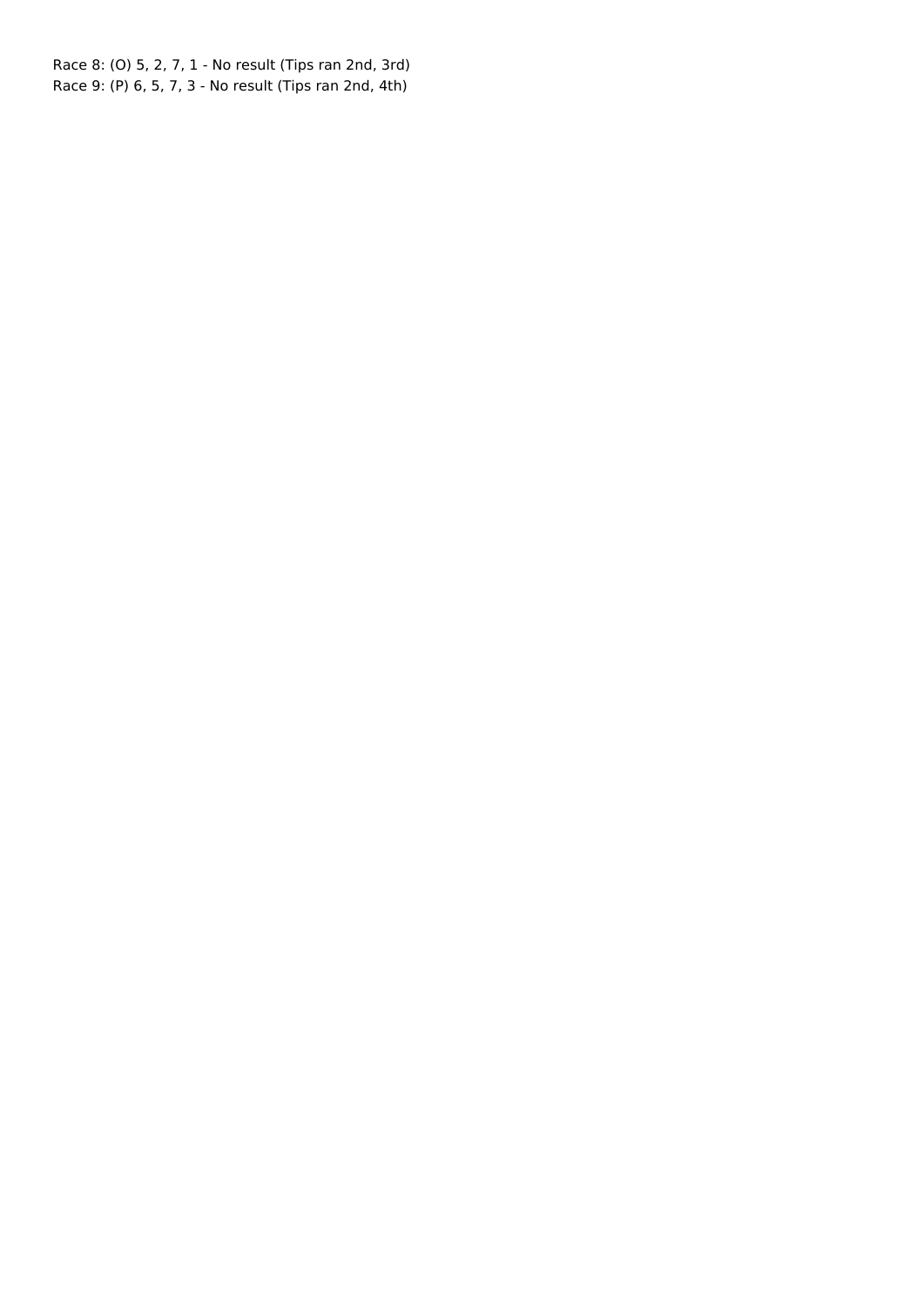Race 8: (O) 5, 2, 7, 1 - No result (Tips ran 2nd, 3rd)
Race 9: (P) 6, 5, 7, 3 - No result (Tips ran 2nd, 4th)